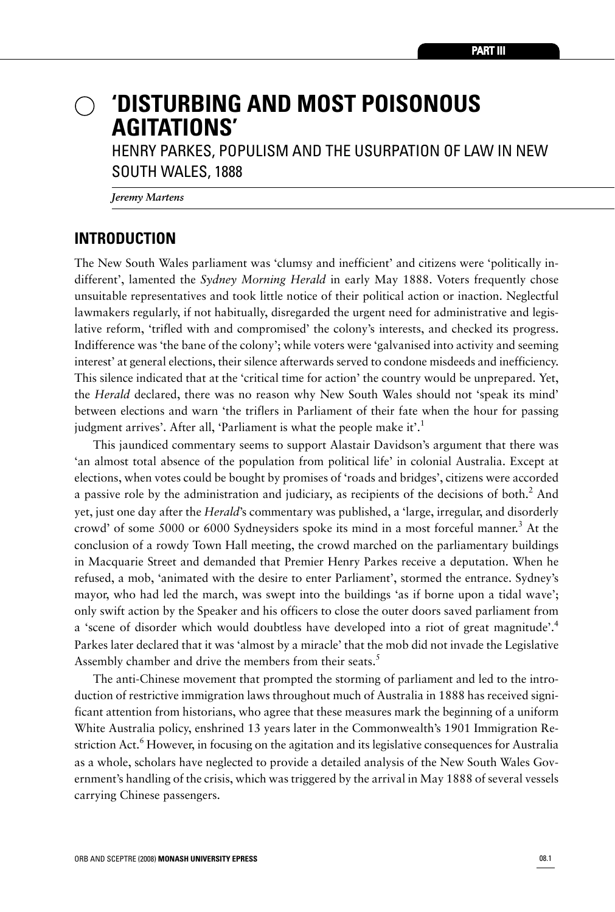# 'DISTURBING AND MOST POISONOUS AGITATIONS'

HENRY PARKES, POPULISM AND THE USURPATION OF LAW IN NEW SOUTH WALES, 1888

*Jeremy Martens*

## INTRODUCTION

The New South Wales parliament was 'clumsy and inefficient' and citizens were 'politically indifferent', lamented the *Sydney Morning Herald* in early May 1888. Voters frequently chose unsuitable representatives and took little notice of their political action or inaction. Neglectful lawmakers regularly, if not habitually, disregarded the urgent need for administrative and legislative reform, 'trifled with and compromised' the colony's interests, and checked its progress. Indifference was 'the bane of the colony'; while voters were 'galvanised into activity and seeming interest' at general elections, their silence afterwards served to condone misdeeds and inefficiency. This silence indicated that at the 'critical time for action' the country would be unprepared. Yet, the *Herald* declared, there was no reason why New South Wales should not 'speak its mind' between elections and warn 'the triflers in Parliament of their fate when the hour for passing judgment arrives'. After all, 'Parliament is what the people make it'.[1]

This jaundiced commentary seems to support Alastair Davidson's argument that there was 'an almost total absence of the population from political life' in colonial Australia. Except at elections, when votes could be bought by promises of 'roads and bridges', citizens were accorded a passive role by the administration and judiciary, as recipients of the decisions of both.[2] And yet, just one day after the *Herald*'s commentary was published, a 'large, irregular, and disorderly crowd' of some 5000 or 6000 Sydneysiders spoke its mind in a most forceful manner.[3] At the conclusion of a rowdy Town Hall meeting, the crowd marched on the parliamentary buildings in Macquarie Street and demanded that Premier Henry Parkes receive a deputation. When he refused, a mob, 'animated with the desire to enter Parliament', stormed the entrance. Sydney's mayor, who had led the march, was swept into the buildings 'as if borne upon a tidal wave'; only swift action by the Speaker and his officers to close the outer doors saved parliament from a 'scene of disorder which would doubtless have developed into a riot of great magnitude'.[4] Parkes later declared that it was 'almost by a miracle' that the mob did not invade the Legislative Assembly chamber and drive the members from their seats.[5]

The anti-Chinese movement that prompted the storming of parliament and led to the introduction of restrictive immigration laws throughout much of Australia in 1888 has received significant attention from historians, who agree that these measures mark the beginning of a uniform White Australia policy, enshrined 13 years later in the Commonwealth's 1901 Immigration Restriction Act.[6] However, in focusing on the agitation and its legislative consequences for Australia as a whole, scholars have neglected to provide a detailed analysis of the New South Wales Government's handling of the crisis, which was triggered by the arrival in May 1888 of several vessels carrying Chinese passengers.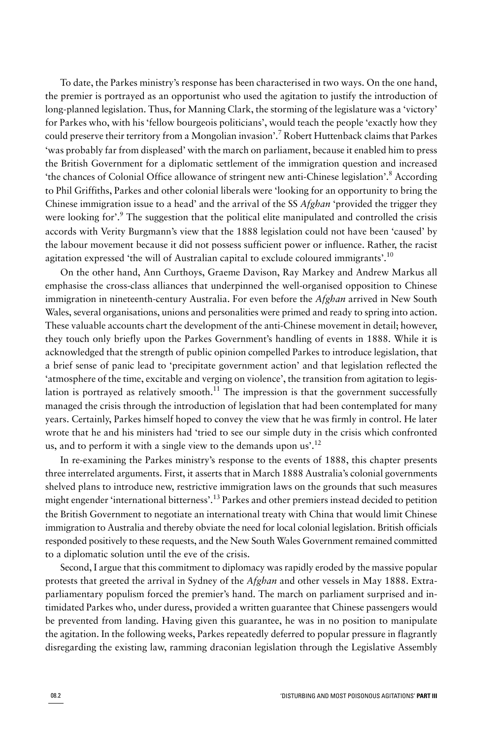To date, the Parkes ministry's response has been characterised in two ways. On the one hand, the premier is portrayed as an opportunist who used the agitation to justify the introduction of long-planned legislation. Thus, for Manning Clark, the storming of the legislature was a 'victory' for Parkes who, with his 'fellow bourgeois politicians', would teach the people 'exactly how they could preserve their territory from a Mongolian invasion'.[7] Robert Huttenback claims that Parkes 'was probably far from displeased' with the march on parliament, because it enabled him to press the British Government for a diplomatic settlement of the immigration question and increased 'the chances of Colonial Office allowance of stringent new anti-Chinese legislation'.[8] According to Phil Griffiths, Parkes and other colonial liberals were 'looking for an opportunity to bring the Chinese immigration issue to a head' and the arrival of the SS *Afghan* 'provided the trigger they were looking for'.[9] The suggestion that the political elite manipulated and controlled the crisis accords with Verity Burgmann's view that the 1888 legislation could not have been 'caused' by the labour movement because it did not possess sufficient power or influence. Rather, the racist agitation expressed 'the will of Australian capital to exclude coloured immigrants'.[10]

On the other hand, Ann Curthoys, Graeme Davison, Ray Markey and Andrew Markus all emphasise the cross-class alliances that underpinned the well-organised opposition to Chinese immigration in nineteenth-century Australia. For even before the *Afghan* arrived in New South Wales, several organisations, unions and personalities were primed and ready to spring into action. These valuable accounts chart the development of the anti-Chinese movement in detail; however, they touch only briefly upon the Parkes Government's handling of events in 1888. While it is acknowledged that the strength of public opinion compelled Parkes to introduce legislation, that a brief sense of panic lead to 'precipitate government action' and that legislation reflected the 'atmosphere of the time, excitable and verging on violence', the transition from agitation to legislation is portrayed as relatively smooth.[11] The impression is that the government successfully managed the crisis through the introduction of legislation that had been contemplated for many years. Certainly, Parkes himself hoped to convey the view that he was firmly in control. He later wrote that he and his ministers had 'tried to see our simple duty in the crisis which confronted us, and to perform it with a single view to the demands upon us'.[12]

In re-examining the Parkes ministry's response to the events of 1888, this chapter presents three interrelated arguments. First, it asserts that in March 1888 Australia's colonial governments shelved plans to introduce new, restrictive immigration laws on the grounds that such measures might engender 'international bitterness'.[13] Parkes and other premiers instead decided to petition the British Government to negotiate an international treaty with China that would limit Chinese immigration to Australia and thereby obviate the need for local colonial legislation. British officials responded positively to these requests, and the New South Wales Government remained committed to a diplomatic solution until the eve of the crisis.

Second, I argue that this commitment to diplomacy was rapidly eroded by the massive popular protests that greeted the arrival in Sydney of the *Afghan* and other vessels in May 1888. Extra-parliamentary populism forced the premier's hand. The march on parliament surprised and intimidated Parkes who, under duress, provided a written guarantee that Chinese passengers would be prevented from landing. Having given this guarantee, he was in no position to manipulate the agitation. In the following weeks, Parkes repeatedly deferred to popular pressure in flagrantly disregarding the existing law, ramming draconian legislation through the Legislative Assembly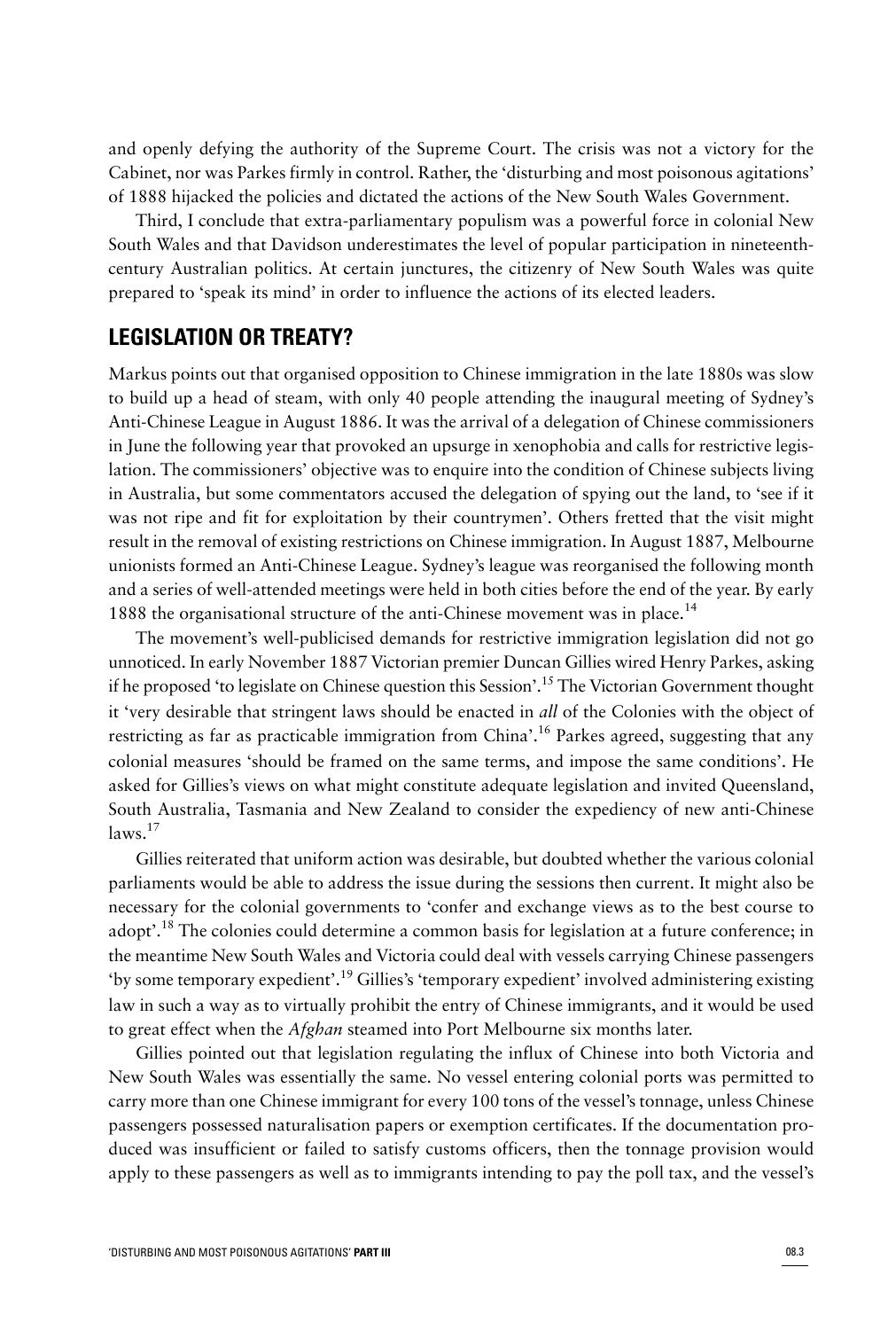and openly defying the authority of the Supreme Court. The crisis was not a victory for the Cabinet, nor was Parkes firmly in control. Rather, the 'disturbing and most poisonous agitations' of 1888 hijacked the policies and dictated the actions of the New South Wales Government.

Third, I conclude that extra-parliamentary populism was a powerful force in colonial New South Wales and that Davidson underestimates the level of popular participation in nineteenth-century Australian politics. At certain junctures, the citizenry of New South Wales was quite prepared to 'speak its mind' in order to influence the actions of its elected leaders.

## LEGISLATION OR TREATY?

Markus points out that organised opposition to Chinese immigration in the late 1880s was slow to build up a head of steam, with only 40 people attending the inaugural meeting of Sydney's Anti-Chinese League in August 1886. It was the arrival of a delegation of Chinese commissioners in June the following year that provoked an upsurge in xenophobia and calls for restrictive legislation. The commissioners' objective was to enquire into the condition of Chinese subjects living in Australia, but some commentators accused the delegation of spying out the land, to 'see if it was not ripe and fit for exploitation by their countrymen'. Others fretted that the visit might result in the removal of existing restrictions on Chinese immigration. In August 1887, Melbourne unionists formed an Anti-Chinese League. Sydney's league was reorganised the following month and a series of well-attended meetings were held in both cities before the end of the year. By early 1888 the organisational structure of the anti-Chinese movement was in place.[14]

The movement's well-publicised demands for restrictive immigration legislation did not go unnoticed. In early November 1887 Victorian premier Duncan Gillies wired Henry Parkes, asking if he proposed 'to legislate on Chinese question this Session'.[15] The Victorian Government thought it 'very desirable that stringent laws should be enacted in *all* of the Colonies with the object of restricting as far as practicable immigration from China'.[16] Parkes agreed, suggesting that any colonial measures 'should be framed on the same terms, and impose the same conditions'. He asked for Gillies's views on what might constitute adequate legislation and invited Queensland, South Australia, Tasmania and New Zealand to consider the expediency of new anti-Chinese laws.[17]

Gillies reiterated that uniform action was desirable, but doubted whether the various colonial parliaments would be able to address the issue during the sessions then current. It might also be necessary for the colonial governments to 'confer and exchange views as to the best course to adopt'.[18] The colonies could determine a common basis for legislation at a future conference; in the meantime New South Wales and Victoria could deal with vessels carrying Chinese passengers 'by some temporary expedient'.[19] Gillies's 'temporary expedient' involved administering existing law in such a way as to virtually prohibit the entry of Chinese immigrants, and it would be used to great effect when the *Afghan* steamed into Port Melbourne six months later.

Gillies pointed out that legislation regulating the influx of Chinese into both Victoria and New South Wales was essentially the same. No vessel entering colonial ports was permitted to carry more than one Chinese immigrant for every 100 tons of the vessel's tonnage, unless Chinese passengers possessed naturalisation papers or exemption certificates. If the documentation produced was insufficient or failed to satisfy customs officers, then the tonnage provision would apply to these passengers as well as to immigrants intending to pay the poll tax, and the vessel's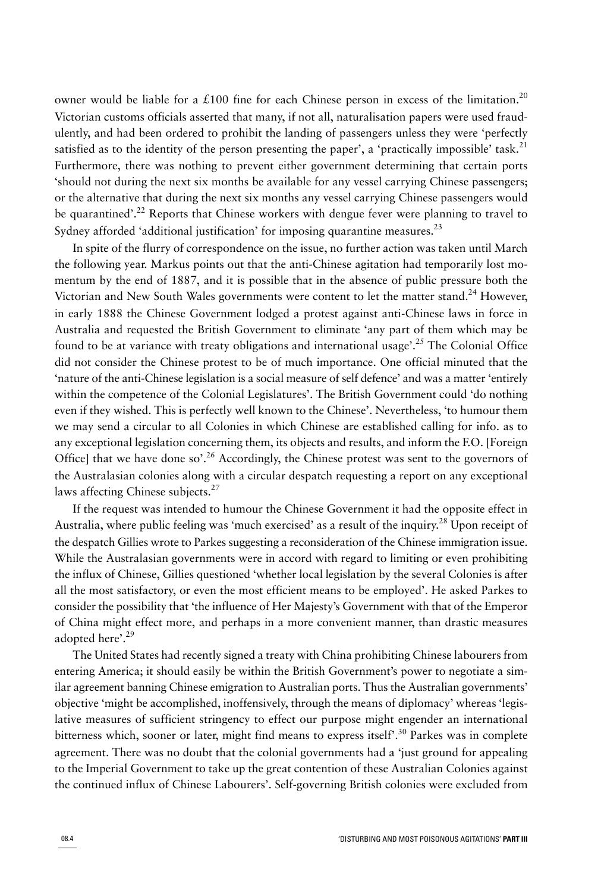owner would be liable for a £100 fine for each Chinese person in excess of the limitation.[20] Victorian customs officials asserted that many, if not all, naturalisation papers were used fraudulently, and had been ordered to prohibit the landing of passengers unless they were 'perfectly satisfied as to the identity of the person presenting the paper', a 'practically impossible' task.[21] Furthermore, there was nothing to prevent either government determining that certain ports 'should not during the next six months be available for any vessel carrying Chinese passengers; or the alternative that during the next six months any vessel carrying Chinese passengers would be quarantined'.[22] Reports that Chinese workers with dengue fever were planning to travel to Sydney afforded 'additional justification' for imposing quarantine measures.[23]

In spite of the flurry of correspondence on the issue, no further action was taken until March the following year. Markus points out that the anti-Chinese agitation had temporarily lost momentum by the end of 1887, and it is possible that in the absence of public pressure both the Victorian and New South Wales governments were content to let the matter stand.[24] However, in early 1888 the Chinese Government lodged a protest against anti-Chinese laws in force in Australia and requested the British Government to eliminate 'any part of them which may be found to be at variance with treaty obligations and international usage'.[25] The Colonial Office did not consider the Chinese protest to be of much importance. One official minuted that the 'nature of the anti-Chinese legislation is a social measure of self defence' and was a matter 'entirely within the competence of the Colonial Legislatures'. The British Government could 'do nothing even if they wished. This is perfectly well known to the Chinese'. Nevertheless, 'to humour them we may send a circular to all Colonies in which Chinese are established calling for info. as to any exceptional legislation concerning them, its objects and results, and inform the F.O. [Foreign Office] that we have done so'.[26] Accordingly, the Chinese protest was sent to the governors of the Australasian colonies along with a circular despatch requesting a report on any exceptional laws affecting Chinese subjects.[27]

If the request was intended to humour the Chinese Government it had the opposite effect in Australia, where public feeling was 'much exercised' as a result of the inquiry.[28] Upon receipt of the despatch Gillies wrote to Parkes suggesting a reconsideration of the Chinese immigration issue. While the Australasian governments were in accord with regard to limiting or even prohibiting the influx of Chinese, Gillies questioned 'whether local legislation by the several Colonies is after all the most satisfactory, or even the most efficient means to be employed'. He asked Parkes to consider the possibility that 'the influence of Her Majesty's Government with that of the Emperor of China might effect more, and perhaps in a more convenient manner, than drastic measures adopted here'.[29]

The United States had recently signed a treaty with China prohibiting Chinese labourers from entering America; it should easily be within the British Government's power to negotiate a similar agreement banning Chinese emigration to Australian ports. Thus the Australian governments' objective 'might be accomplished, inoffensively, through the means of diplomacy' whereas 'legislative measures of sufficient stringency to effect our purpose might engender an international bitterness which, sooner or later, might find means to express itself'.[30] Parkes was in complete agreement. There was no doubt that the colonial governments had a 'just ground for appealing to the Imperial Government to take up the great contention of these Australian Colonies against the continued influx of Chinese Labourers'. Self-governing British colonies were excluded from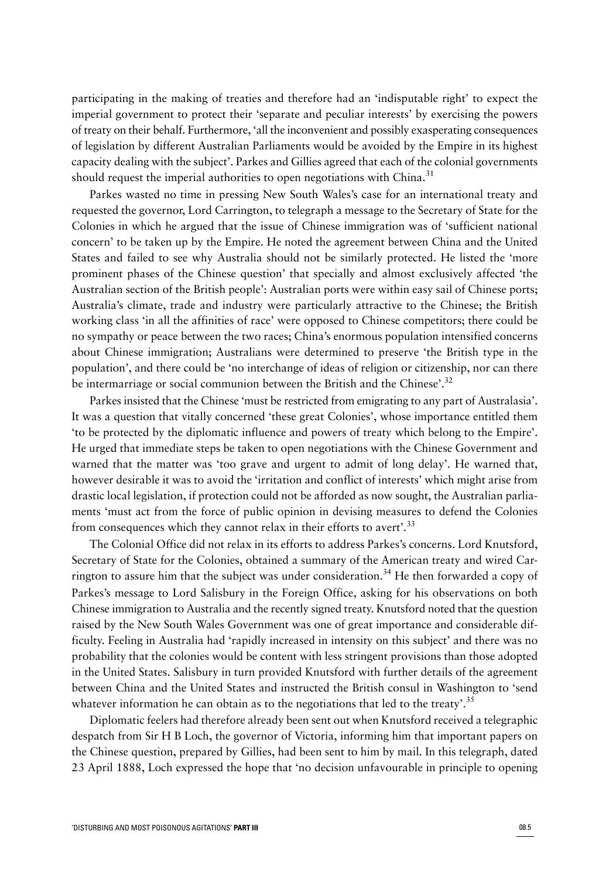participating in the making of treaties and therefore had an 'indisputable right' to expect the imperial government to protect their 'separate and peculiar interests' by exercising the powers of treaty on their behalf. Furthermore, 'all the inconvenient and possibly exasperating consequences of legislation by different Australian Parliaments would be avoided by the Empire in its highest capacity dealing with the subject'. Parkes and Gillies agreed that each of the colonial governments should request the imperial authorities to open negotiations with China.[31]

Parkes wasted no time in pressing New South Wales's case for an international treaty and requested the governor, Lord Carrington, to telegraph a message to the Secretary of State for the Colonies in which he argued that the issue of Chinese immigration was of 'sufficient national concern' to be taken up by the Empire. He noted the agreement between China and the United States and failed to see why Australia should not be similarly protected. He listed the 'more prominent phases of the Chinese question' that specially and almost exclusively affected 'the Australian section of the British people': Australian ports were within easy sail of Chinese ports; Australia's climate, trade and industry were particularly attractive to the Chinese; the British working class 'in all the affinities of race' were opposed to Chinese competitors; there could be no sympathy or peace between the two races; China's enormous population intensified concerns about Chinese immigration; Australians were determined to preserve 'the British type in the population', and there could be 'no interchange of ideas of religion or citizenship, nor can there be intermarriage or social communion between the British and the Chinese'.[32]

Parkes insisted that the Chinese 'must be restricted from emigrating to any part of Australasia'. It was a question that vitally concerned 'these great Colonies', whose importance entitled them 'to be protected by the diplomatic influence and powers of treaty which belong to the Empire'. He urged that immediate steps be taken to open negotiations with the Chinese Government and warned that the matter was 'too grave and urgent to admit of long delay'. He warned that, however desirable it was to avoid the 'irritation and conflict of interests' which might arise from drastic local legislation, if protection could not be afforded as now sought, the Australian parliaments 'must act from the force of public opinion in devising measures to defend the Colonies from consequences which they cannot relax in their efforts to avert'.[33]

The Colonial Office did not relax in its efforts to address Parkes's concerns. Lord Knutsford, Secretary of State for the Colonies, obtained a summary of the American treaty and wired Carrington to assure him that the subject was under consideration.[34] He then forwarded a copy of Parkes's message to Lord Salisbury in the Foreign Office, asking for his observations on both Chinese immigration to Australia and the recently signed treaty. Knutsford noted that the question raised by the New South Wales Government was one of great importance and considerable difficulty. Feeling in Australia had 'rapidly increased in intensity on this subject' and there was no probability that the colonies would be content with less stringent provisions than those adopted in the United States. Salisbury in turn provided Knutsford with further details of the agreement between China and the United States and instructed the British consul in Washington to 'send whatever information he can obtain as to the negotiations that led to the treaty'.[35]

Diplomatic feelers had therefore already been sent out when Knutsford received a telegraphic despatch from Sir H B Loch, the governor of Victoria, informing him that important papers on the Chinese question, prepared by Gillies, had been sent to him by mail. In this telegraph, dated 23 April 1888, Loch expressed the hope that 'no decision unfavourable in principle to opening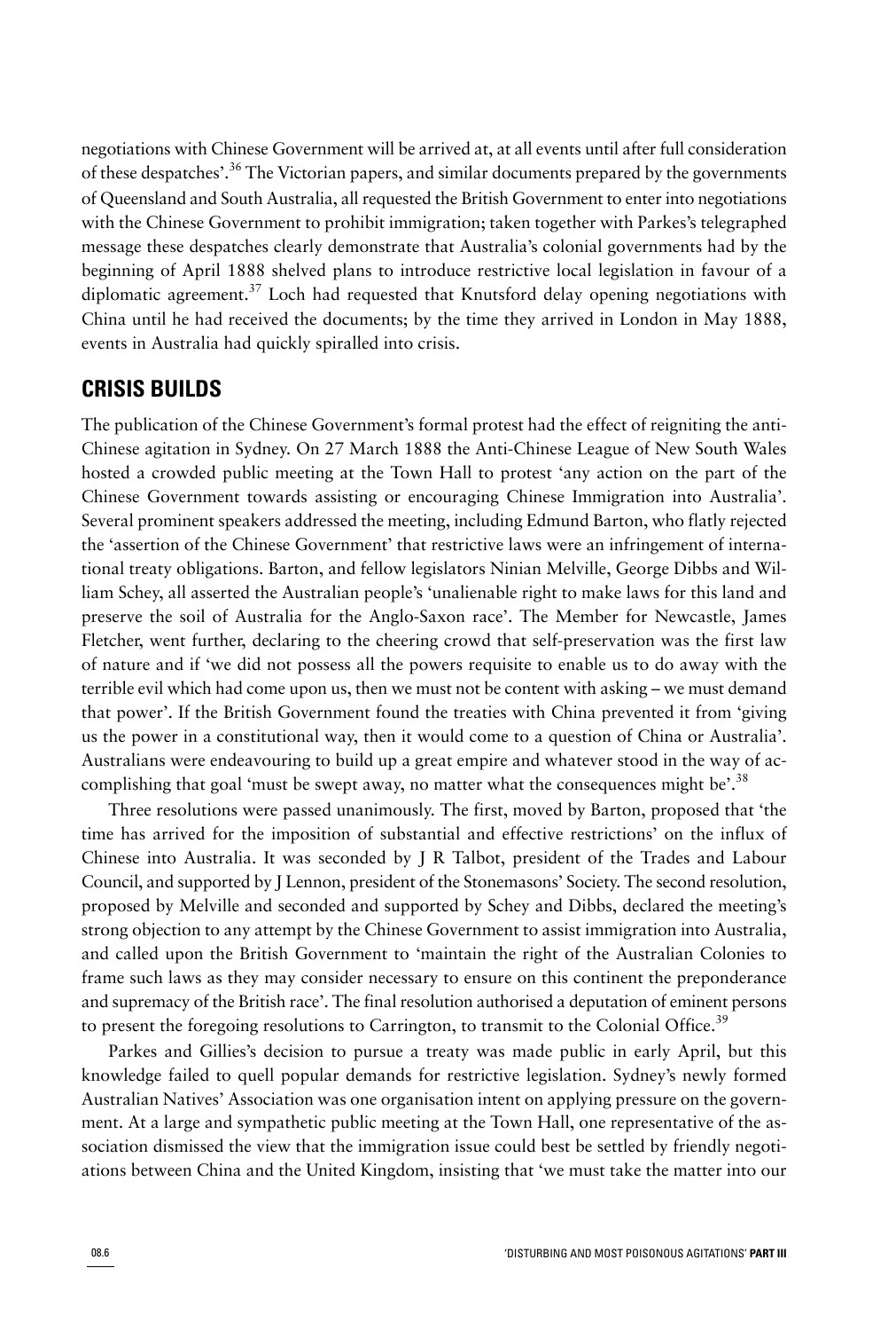negotiations with Chinese Government will be arrived at, at all events until after full consideration of these despatches'.[36] The Victorian papers, and similar documents prepared by the governments of Queensland and South Australia, all requested the British Government to enter into negotiations with the Chinese Government to prohibit immigration; taken together with Parkes's telegraphed message these despatches clearly demonstrate that Australia's colonial governments had by the beginning of April 1888 shelved plans to introduce restrictive local legislation in favour of a diplomatic agreement.[37] Loch had requested that Knutsford delay opening negotiations with China until he had received the documents; by the time they arrived in London in May 1888, events in Australia had quickly spiralled into crisis.

## CRISIS BUILDS

The publication of the Chinese Government's formal protest had the effect of reigniting the anti-Chinese agitation in Sydney. On 27 March 1888 the Anti-Chinese League of New South Wales hosted a crowded public meeting at the Town Hall to protest 'any action on the part of the Chinese Government towards assisting or encouraging Chinese Immigration into Australia'. Several prominent speakers addressed the meeting, including Edmund Barton, who flatly rejected the 'assertion of the Chinese Government' that restrictive laws were an infringement of international treaty obligations. Barton, and fellow legislators Ninian Melville, George Dibbs and William Schey, all asserted the Australian people's 'unalienable right to make laws for this land and preserve the soil of Australia for the Anglo-Saxon race'. The Member for Newcastle, James Fletcher, went further, declaring to the cheering crowd that self-preservation was the first law of nature and if 'we did not possess all the powers requisite to enable us to do away with the terrible evil which had come upon us, then we must not be content with asking – we must demand that power'. If the British Government found the treaties with China prevented it from 'giving us the power in a constitutional way, then it would come to a question of China or Australia'. Australians were endeavouring to build up a great empire and whatever stood in the way of accomplishing that goal 'must be swept away, no matter what the consequences might be'.[38]

Three resolutions were passed unanimously. The first, moved by Barton, proposed that 'the time has arrived for the imposition of substantial and effective restrictions' on the influx of Chinese into Australia. It was seconded by J R Talbot, president of the Trades and Labour Council, and supported by J Lennon, president of the Stonemasons' Society. The second resolution, proposed by Melville and seconded and supported by Schey and Dibbs, declared the meeting's strong objection to any attempt by the Chinese Government to assist immigration into Australia, and called upon the British Government to 'maintain the right of the Australian Colonies to frame such laws as they may consider necessary to ensure on this continent the preponderance and supremacy of the British race'. The final resolution authorised a deputation of eminent persons to present the foregoing resolutions to Carrington, to transmit to the Colonial Office.[39]

Parkes and Gillies's decision to pursue a treaty was made public in early April, but this knowledge failed to quell popular demands for restrictive legislation. Sydney's newly formed Australian Natives' Association was one organisation intent on applying pressure on the government. At a large and sympathetic public meeting at the Town Hall, one representative of the association dismissed the view that the immigration issue could best be settled by friendly negotiations between China and the United Kingdom, insisting that 'we must take the matter into our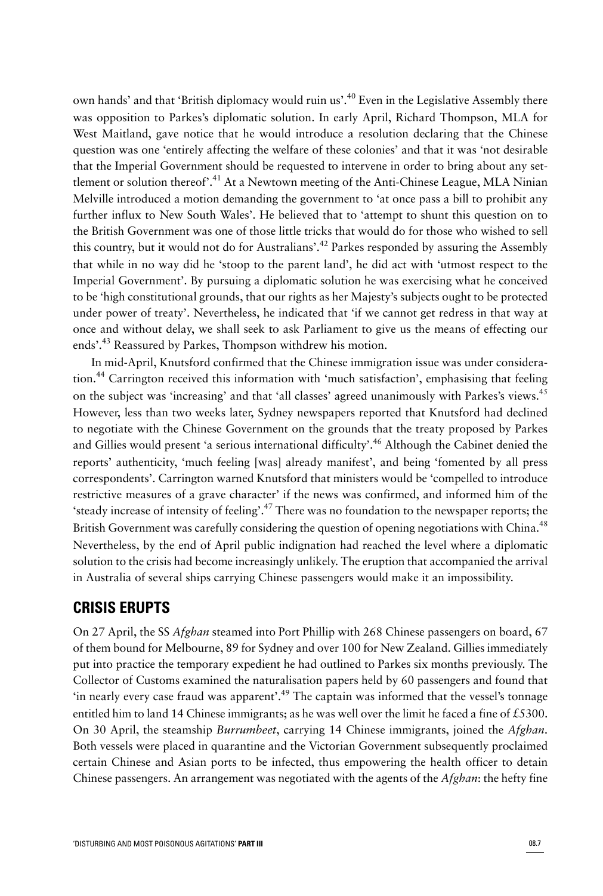own hands' and that 'British diplomacy would ruin us'.[40] Even in the Legislative Assembly there was opposition to Parkes's diplomatic solution. In early April, Richard Thompson, MLA for West Maitland, gave notice that he would introduce a resolution declaring that the Chinese question was one 'entirely affecting the welfare of these colonies' and that it was 'not desirable that the Imperial Government should be requested to intervene in order to bring about any settlement or solution thereof'.[41] At a Newtown meeting of the Anti-Chinese League, MLA Ninian Melville introduced a motion demanding the government to 'at once pass a bill to prohibit any further influx to New South Wales'. He believed that to 'attempt to shunt this question on to the British Government was one of those little tricks that would do for those who wished to sell this country, but it would not do for Australians'.[42] Parkes responded by assuring the Assembly that while in no way did he 'stoop to the parent land', he did act with 'utmost respect to the Imperial Government'. By pursuing a diplomatic solution he was exercising what he conceived to be 'high constitutional grounds, that our rights as her Majesty's subjects ought to be protected under power of treaty'. Nevertheless, he indicated that 'if we cannot get redress in that way at once and without delay, we shall seek to ask Parliament to give us the means of effecting our ends'.[43] Reassured by Parkes, Thompson withdrew his motion.

In mid-April, Knutsford confirmed that the Chinese immigration issue was under consideration.[44] Carrington received this information with 'much satisfaction', emphasising that feeling on the subject was 'increasing' and that 'all classes' agreed unanimously with Parkes's views.[45] However, less than two weeks later, Sydney newspapers reported that Knutsford had declined to negotiate with the Chinese Government on the grounds that the treaty proposed by Parkes and Gillies would present 'a serious international difficulty'.[46] Although the Cabinet denied the reports' authenticity, 'much feeling [was] already manifest', and being 'fomented by all press correspondents'. Carrington warned Knutsford that ministers would be 'compelled to introduce restrictive measures of a grave character' if the news was confirmed, and informed him of the 'steady increase of intensity of feeling'.[47] There was no foundation to the newspaper reports; the British Government was carefully considering the question of opening negotiations with China.[48] Nevertheless, by the end of April public indignation had reached the level where a diplomatic solution to the crisis had become increasingly unlikely. The eruption that accompanied the arrival in Australia of several ships carrying Chinese passengers would make it an impossibility.

## CRISIS ERUPTS

On 27 April, the SS *Afghan* steamed into Port Phillip with 268 Chinese passengers on board, 67 of them bound for Melbourne, 89 for Sydney and over 100 for New Zealand. Gillies immediately put into practice the temporary expedient he had outlined to Parkes six months previously. The Collector of Customs examined the naturalisation papers held by 60 passengers and found that 'in nearly every case fraud was apparent'.[49] The captain was informed that the vessel's tonnage entitled him to land 14 Chinese immigrants; as he was well over the limit he faced a fine of £5300. On 30 April, the steamship *Burrumbeet*, carrying 14 Chinese immigrants, joined the *Afghan*. Both vessels were placed in quarantine and the Victorian Government subsequently proclaimed certain Chinese and Asian ports to be infected, thus empowering the health officer to detain Chinese passengers. An arrangement was negotiated with the agents of the *Afghan*: the hefty fine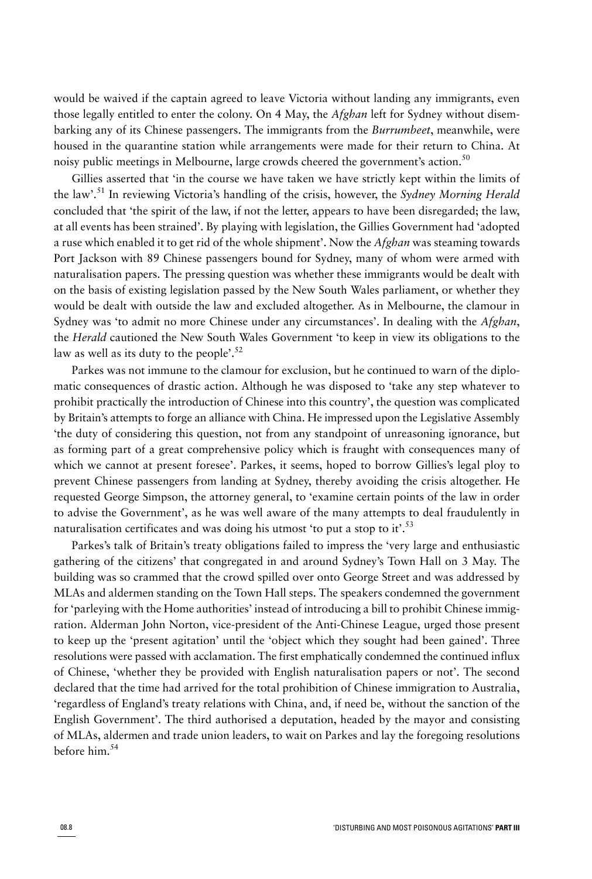would be waived if the captain agreed to leave Victoria without landing any immigrants, even those legally entitled to enter the colony. On 4 May, the *Afghan* left for Sydney without disembarking any of its Chinese passengers. The immigrants from the *Burrumbeet*, meanwhile, were housed in the quarantine station while arrangements were made for their return to China. At noisy public meetings in Melbourne, large crowds cheered the government's action.[50]

Gillies asserted that 'in the course we have taken we have strictly kept within the limits of the law'.[51] In reviewing Victoria's handling of the crisis, however, the *Sydney Morning Herald* concluded that 'the spirit of the law, if not the letter, appears to have been disregarded; the law, at all events has been strained'. By playing with legislation, the Gillies Government had 'adopted a ruse which enabled it to get rid of the whole shipment'. Now the *Afghan* was steaming towards Port Jackson with 89 Chinese passengers bound for Sydney, many of whom were armed with naturalisation papers. The pressing question was whether these immigrants would be dealt with on the basis of existing legislation passed by the New South Wales parliament, or whether they would be dealt with outside the law and excluded altogether. As in Melbourne, the clamour in Sydney was 'to admit no more Chinese under any circumstances'. In dealing with the *Afghan*, the *Herald* cautioned the New South Wales Government 'to keep in view its obligations to the law as well as its duty to the people'.[52]

Parkes was not immune to the clamour for exclusion, but he continued to warn of the diplomatic consequences of drastic action. Although he was disposed to 'take any step whatever to prohibit practically the introduction of Chinese into this country', the question was complicated by Britain's attempts to forge an alliance with China. He impressed upon the Legislative Assembly 'the duty of considering this question, not from any standpoint of unreasoning ignorance, but as forming part of a great comprehensive policy which is fraught with consequences many of which we cannot at present foresee'. Parkes, it seems, hoped to borrow Gillies's legal ploy to prevent Chinese passengers from landing at Sydney, thereby avoiding the crisis altogether. He requested George Simpson, the attorney general, to 'examine certain points of the law in order to advise the Government', as he was well aware of the many attempts to deal fraudulently in naturalisation certificates and was doing his utmost 'to put a stop to it'.[53]

Parkes's talk of Britain's treaty obligations failed to impress the 'very large and enthusiastic gathering of the citizens' that congregated in and around Sydney's Town Hall on 3 May. The building was so crammed that the crowd spilled over onto George Street and was addressed by MLAs and aldermen standing on the Town Hall steps. The speakers condemned the government for 'parleying with the Home authorities' instead of introducing a bill to prohibit Chinese immigration. Alderman John Norton, vice-president of the Anti-Chinese League, urged those present to keep up the 'present agitation' until the 'object which they sought had been gained'. Three resolutions were passed with acclamation. The first emphatically condemned the continued influx of Chinese, 'whether they be provided with English naturalisation papers or not'. The second declared that the time had arrived for the total prohibition of Chinese immigration to Australia, 'regardless of England's treaty relations with China, and, if need be, without the sanction of the English Government'. The third authorised a deputation, headed by the mayor and consisting of MLAs, aldermen and trade union leaders, to wait on Parkes and lay the foregoing resolutions before him.[54]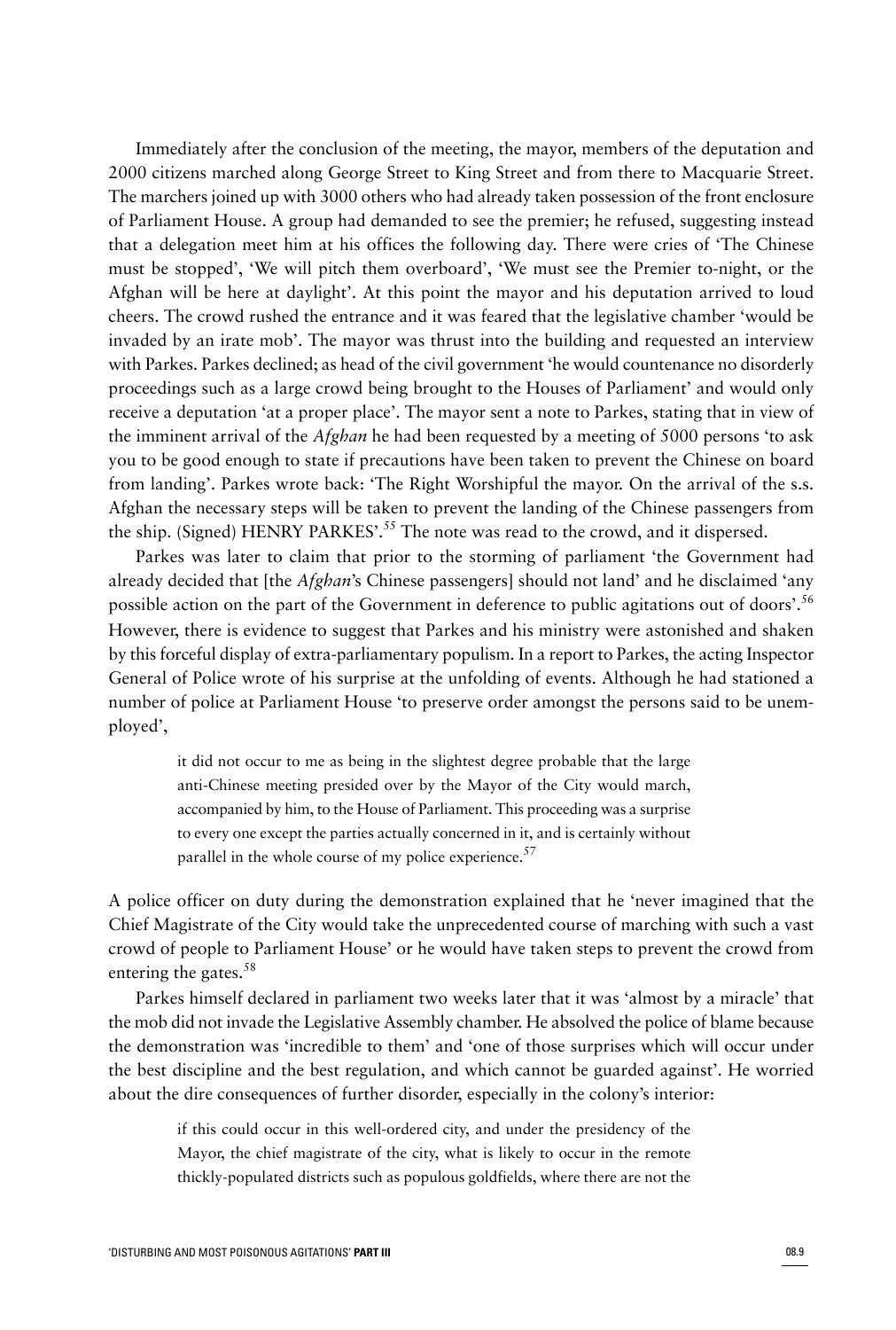Immediately after the conclusion of the meeting, the mayor, members of the deputation and 2000 citizens marched along George Street to King Street and from there to Macquarie Street. The marchers joined up with 3000 others who had already taken possession of the front enclosure of Parliament House. A group had demanded to see the premier; he refused, suggesting instead that a delegation meet him at his offices the following day. There were cries of 'The Chinese must be stopped', 'We will pitch them overboard', 'We must see the Premier to-night, or the Afghan will be here at daylight'. At this point the mayor and his deputation arrived to loud cheers. The crowd rushed the entrance and it was feared that the legislative chamber 'would be invaded by an irate mob'. The mayor was thrust into the building and requested an interview with Parkes. Parkes declined; as head of the civil government 'he would countenance no disorderly proceedings such as a large crowd being brought to the Houses of Parliament' and would only receive a deputation 'at a proper place'. The mayor sent a note to Parkes, stating that in view of the imminent arrival of the *Afghan* he had been requested by a meeting of 5000 persons 'to ask you to be good enough to state if precautions have been taken to prevent the Chinese on board from landing'. Parkes wrote back: 'The Right Worshipful the mayor. On the arrival of the s.s. Afghan the necessary steps will be taken to prevent the landing of the Chinese passengers from the ship. (Signed) HENRY PARKES'.[55] The note was read to the crowd, and it dispersed.

Parkes was later to claim that prior to the storming of parliament 'the Government had already decided that [the *Afghan*'s Chinese passengers] should not land' and he disclaimed 'any possible action on the part of the Government in deference to public agitations out of doors'.[56] However, there is evidence to suggest that Parkes and his ministry were astonished and shaken by this forceful display of extra-parliamentary populism. In a report to Parkes, the acting Inspector General of Police wrote of his surprise at the unfolding of events. Although he had stationed a number of police at Parliament House 'to preserve order amongst the persons said to be unemployed',

> it did not occur to me as being in the slightest degree probable that the large anti-Chinese meeting presided over by the Mayor of the City would march, accompanied by him, to the House of Parliament. This proceeding was a surprise to every one except the parties actually concerned in it, and is certainly without parallel in the whole course of my police experience.[57]

A police officer on duty during the demonstration explained that he 'never imagined that the Chief Magistrate of the City would take the unprecedented course of marching with such a vast crowd of people to Parliament House' or he would have taken steps to prevent the crowd from entering the gates.[58]

Parkes himself declared in parliament two weeks later that it was 'almost by a miracle' that the mob did not invade the Legislative Assembly chamber. He absolved the police of blame because the demonstration was 'incredible to them' and 'one of those surprises which will occur under the best discipline and the best regulation, and which cannot be guarded against'. He worried about the dire consequences of further disorder, especially in the colony's interior:

> if this could occur in this well-ordered city, and under the presidency of the Mayor, the chief magistrate of the city, what is likely to occur in the remote thickly-populated districts such as populous goldfields, where there are not the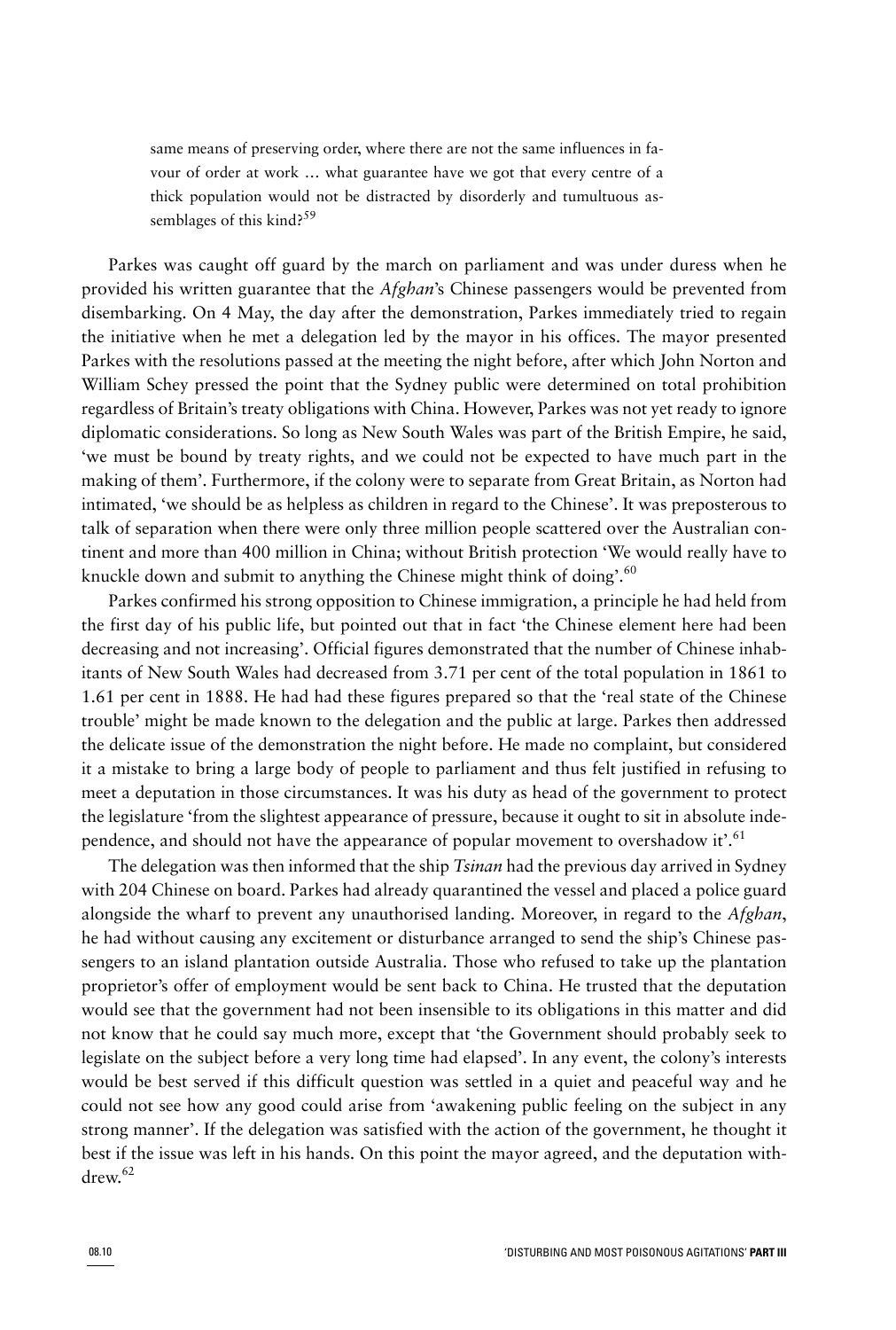> same means of preserving order, where there are not the same influences in favour of order at work … what guarantee have we got that every centre of a thick population would not be distracted by disorderly and tumultuous assemblages of this kind?[59]

Parkes was caught off guard by the march on parliament and was under duress when he provided his written guarantee that the *Afghan*'s Chinese passengers would be prevented from disembarking. On 4 May, the day after the demonstration, Parkes immediately tried to regain the initiative when he met a delegation led by the mayor in his offices. The mayor presented Parkes with the resolutions passed at the meeting the night before, after which John Norton and William Schey pressed the point that the Sydney public were determined on total prohibition regardless of Britain's treaty obligations with China. However, Parkes was not yet ready to ignore diplomatic considerations. So long as New South Wales was part of the British Empire, he said, 'we must be bound by treaty rights, and we could not be expected to have much part in the making of them'. Furthermore, if the colony were to separate from Great Britain, as Norton had intimated, 'we should be as helpless as children in regard to the Chinese'. It was preposterous to talk of separation when there were only three million people scattered over the Australian continent and more than 400 million in China; without British protection 'We would really have to knuckle down and submit to anything the Chinese might think of doing'.[60]

Parkes confirmed his strong opposition to Chinese immigration, a principle he had held from the first day of his public life, but pointed out that in fact 'the Chinese element here had been decreasing and not increasing'. Official figures demonstrated that the number of Chinese inhabitants of New South Wales had decreased from 3.71 per cent of the total population in 1861 to 1.61 per cent in 1888. He had had these figures prepared so that the 'real state of the Chinese trouble' might be made known to the delegation and the public at large. Parkes then addressed the delicate issue of the demonstration the night before. He made no complaint, but considered it a mistake to bring a large body of people to parliament and thus felt justified in refusing to meet a deputation in those circumstances. It was his duty as head of the government to protect the legislature 'from the slightest appearance of pressure, because it ought to sit in absolute independence, and should not have the appearance of popular movement to overshadow it'.[61]

The delegation was then informed that the ship *Tsinan* had the previous day arrived in Sydney with 204 Chinese on board. Parkes had already quarantined the vessel and placed a police guard alongside the wharf to prevent any unauthorised landing. Moreover, in regard to the *Afghan*, he had without causing any excitement or disturbance arranged to send the ship's Chinese passengers to an island plantation outside Australia. Those who refused to take up the plantation proprietor's offer of employment would be sent back to China. He trusted that the deputation would see that the government had not been insensible to its obligations in this matter and did not know that he could say much more, except that 'the Government should probably seek to legislate on the subject before a very long time had elapsed'. In any event, the colony's interests would be best served if this difficult question was settled in a quiet and peaceful way and he could not see how any good could arise from 'awakening public feeling on the subject in any strong manner'. If the delegation was satisfied with the action of the government, he thought it best if the issue was left in his hands. On this point the mayor agreed, and the deputation withdrew.[62]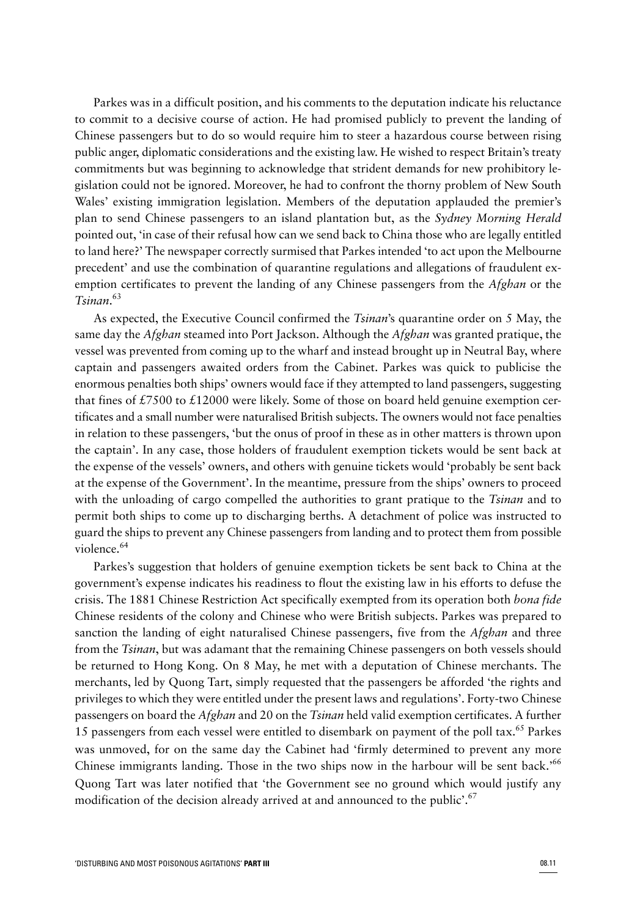Parkes was in a difficult position, and his comments to the deputation indicate his reluctance to commit to a decisive course of action. He had promised publicly to prevent the landing of Chinese passengers but to do so would require him to steer a hazardous course between rising public anger, diplomatic considerations and the existing law. He wished to respect Britain's treaty commitments but was beginning to acknowledge that strident demands for new prohibitory legislation could not be ignored. Moreover, he had to confront the thorny problem of New South Wales' existing immigration legislation. Members of the deputation applauded the premier's plan to send Chinese passengers to an island plantation but, as the *Sydney Morning Herald* pointed out, 'in case of their refusal how can we send back to China those who are legally entitled to land here?' The newspaper correctly surmised that Parkes intended 'to act upon the Melbourne precedent' and use the combination of quarantine regulations and allegations of fraudulent exemption certificates to prevent the landing of any Chinese passengers from the *Afghan* or the *Tsinan*.[63]

As expected, the Executive Council confirmed the *Tsinan*'s quarantine order on 5 May, the same day the *Afghan* steamed into Port Jackson. Although the *Afghan* was granted pratique, the vessel was prevented from coming up to the wharf and instead brought up in Neutral Bay, where captain and passengers awaited orders from the Cabinet. Parkes was quick to publicise the enormous penalties both ships' owners would face if they attempted to land passengers, suggesting that fines of £7500 to £12000 were likely. Some of those on board held genuine exemption certificates and a small number were naturalised British subjects. The owners would not face penalties in relation to these passengers, 'but the onus of proof in these as in other matters is thrown upon the captain'. In any case, those holders of fraudulent exemption tickets would be sent back at the expense of the vessels' owners, and others with genuine tickets would 'probably be sent back at the expense of the Government'. In the meantime, pressure from the ships' owners to proceed with the unloading of cargo compelled the authorities to grant pratique to the *Tsinan* and to permit both ships to come up to discharging berths. A detachment of police was instructed to guard the ships to prevent any Chinese passengers from landing and to protect them from possible violence.[64]

Parkes's suggestion that holders of genuine exemption tickets be sent back to China at the government's expense indicates his readiness to flout the existing law in his efforts to defuse the crisis. The 1881 Chinese Restriction Act specifically exempted from its operation both *bona fide* Chinese residents of the colony and Chinese who were British subjects. Parkes was prepared to sanction the landing of eight naturalised Chinese passengers, five from the *Afghan* and three from the *Tsinan*, but was adamant that the remaining Chinese passengers on both vessels should be returned to Hong Kong. On 8 May, he met with a deputation of Chinese merchants. The merchants, led by Quong Tart, simply requested that the passengers be afforded 'the rights and privileges to which they were entitled under the present laws and regulations'. Forty-two Chinese passengers on board the *Afghan* and 20 on the *Tsinan* held valid exemption certificates. A further 15 passengers from each vessel were entitled to disembark on payment of the poll tax.[65] Parkes was unmoved, for on the same day the Cabinet had 'firmly determined to prevent any more Chinese immigrants landing. Those in the two ships now in the harbour will be sent back.'[66] Quong Tart was later notified that 'the Government see no ground which would justify any modification of the decision already arrived at and announced to the public'.[67]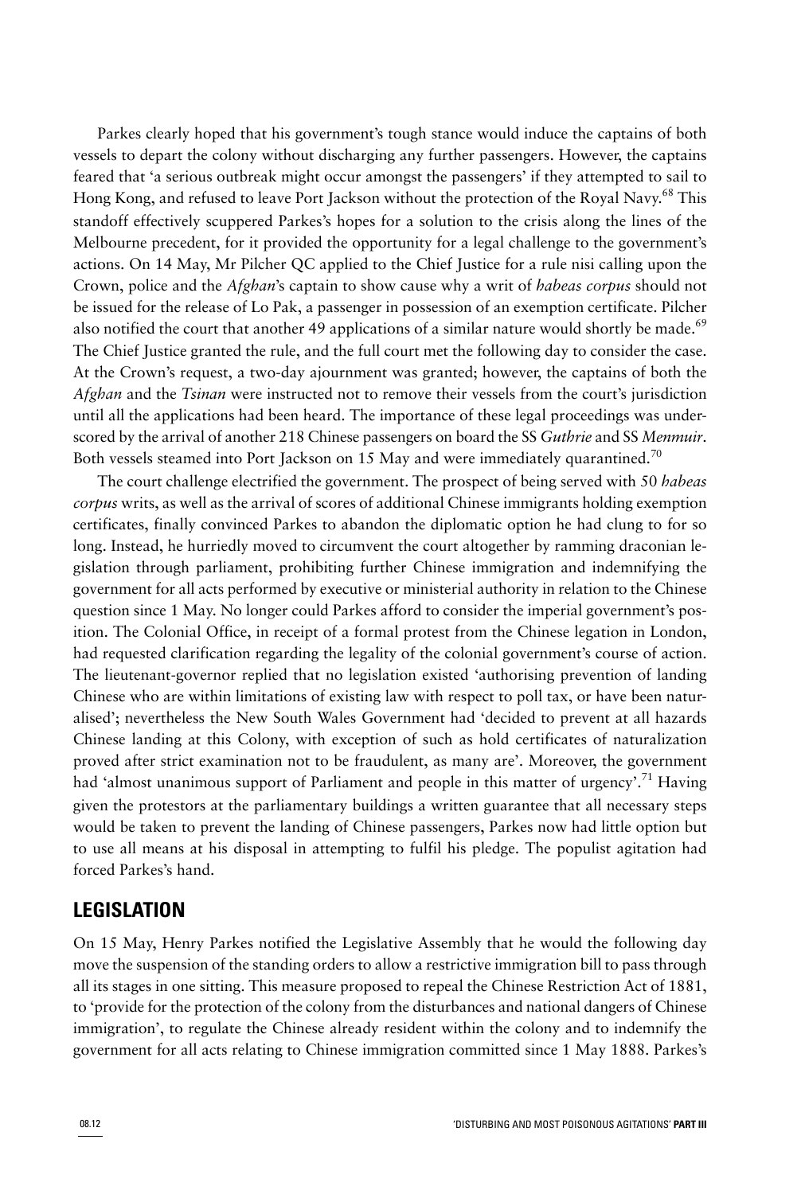Parkes clearly hoped that his government's tough stance would induce the captains of both vessels to depart the colony without discharging any further passengers. However, the captains feared that 'a serious outbreak might occur amongst the passengers' if they attempted to sail to Hong Kong, and refused to leave Port Jackson without the protection of the Royal Navy.[68] This standoff effectively scuppered Parkes's hopes for a solution to the crisis along the lines of the Melbourne precedent, for it provided the opportunity for a legal challenge to the government's actions. On 14 May, Mr Pilcher QC applied to the Chief Justice for a rule nisi calling upon the Crown, police and the *Afghan*'s captain to show cause why a writ of *habeas corpus* should not be issued for the release of Lo Pak, a passenger in possession of an exemption certificate. Pilcher also notified the court that another 49 applications of a similar nature would shortly be made.[69] The Chief Justice granted the rule, and the full court met the following day to consider the case. At the Crown's request, a two-day ajournment was granted; however, the captains of both the *Afghan* and the *Tsinan* were instructed not to remove their vessels from the court's jurisdiction until all the applications had been heard. The importance of these legal proceedings was underscored by the arrival of another 218 Chinese passengers on board the SS *Guthrie* and SS *Menmuir*. Both vessels steamed into Port Jackson on 15 May and were immediately quarantined.[70]

The court challenge electrified the government. The prospect of being served with 50 *habeas corpus* writs, as well as the arrival of scores of additional Chinese immigrants holding exemption certificates, finally convinced Parkes to abandon the diplomatic option he had clung to for so long. Instead, he hurriedly moved to circumvent the court altogether by ramming draconian legislation through parliament, prohibiting further Chinese immigration and indemnifying the government for all acts performed by executive or ministerial authority in relation to the Chinese question since 1 May. No longer could Parkes afford to consider the imperial government's position. The Colonial Office, in receipt of a formal protest from the Chinese legation in London, had requested clarification regarding the legality of the colonial government's course of action. The lieutenant-governor replied that no legislation existed 'authorising prevention of landing Chinese who are within limitations of existing law with respect to poll tax, or have been naturalised'; nevertheless the New South Wales Government had 'decided to prevent at all hazards Chinese landing at this Colony, with exception of such as hold certificates of naturalization proved after strict examination not to be fraudulent, as many are'. Moreover, the government had 'almost unanimous support of Parliament and people in this matter of urgency'.[71] Having given the protestors at the parliamentary buildings a written guarantee that all necessary steps would be taken to prevent the landing of Chinese passengers, Parkes now had little option but to use all means at his disposal in attempting to fulfil his pledge. The populist agitation had forced Parkes's hand.

## LEGISLATION

On 15 May, Henry Parkes notified the Legislative Assembly that he would the following day move the suspension of the standing orders to allow a restrictive immigration bill to pass through all its stages in one sitting. This measure proposed to repeal the Chinese Restriction Act of 1881, to 'provide for the protection of the colony from the disturbances and national dangers of Chinese immigration', to regulate the Chinese already resident within the colony and to indemnify the government for all acts relating to Chinese immigration committed since 1 May 1888. Parkes's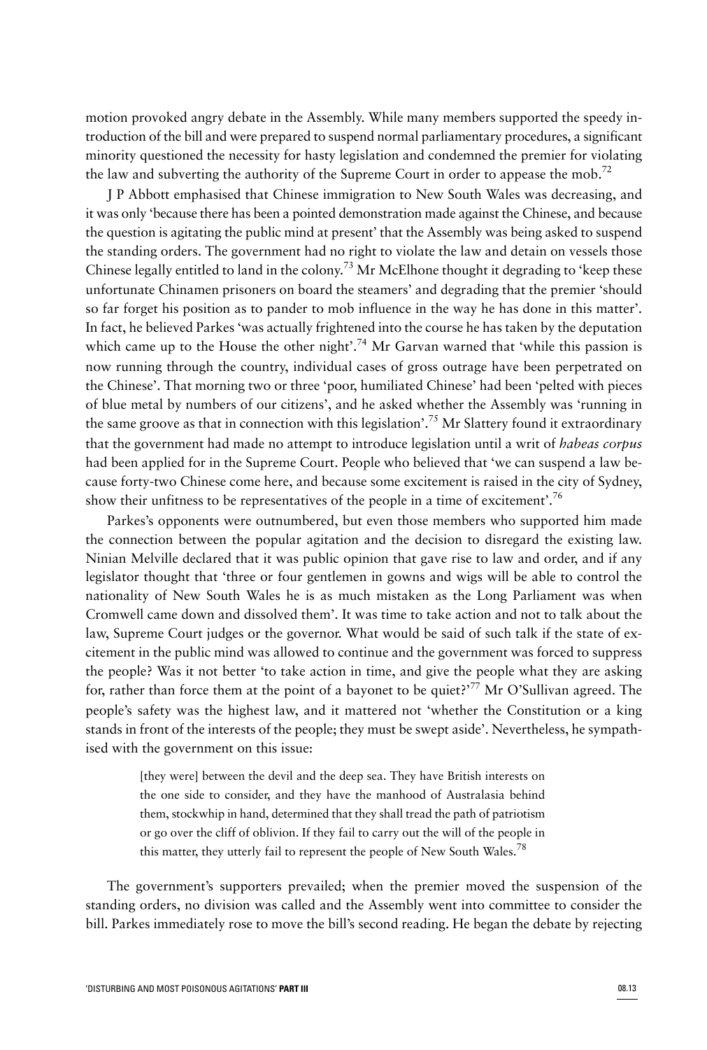motion provoked angry debate in the Assembly. While many members supported the speedy introduction of the bill and were prepared to suspend normal parliamentary procedures, a significant minority questioned the necessity for hasty legislation and condemned the premier for violating the law and subverting the authority of the Supreme Court in order to appease the mob.[72]

J P Abbott emphasised that Chinese immigration to New South Wales was decreasing, and it was only 'because there has been a pointed demonstration made against the Chinese, and because the question is agitating the public mind at present' that the Assembly was being asked to suspend the standing orders. The government had no right to violate the law and detain on vessels those Chinese legally entitled to land in the colony.[73] Mr McElhone thought it degrading to 'keep these unfortunate Chinamen prisoners on board the steamers' and degrading that the premier 'should so far forget his position as to pander to mob influence in the way he has done in this matter'. In fact, he believed Parkes 'was actually frightened into the course he has taken by the deputation which came up to the House the other night'.[74] Mr Garvan warned that 'while this passion is now running through the country, individual cases of gross outrage have been perpetrated on the Chinese'. That morning two or three 'poor, humiliated Chinese' had been 'pelted with pieces of blue metal by numbers of our citizens', and he asked whether the Assembly was 'running in the same groove as that in connection with this legislation'.[75] Mr Slattery found it extraordinary that the government had made no attempt to introduce legislation until a writ of *habeas corpus* had been applied for in the Supreme Court. People who believed that 'we can suspend a law because forty-two Chinese come here, and because some excitement is raised in the city of Sydney, show their unfitness to be representatives of the people in a time of excitement'.[76]

Parkes's opponents were outnumbered, but even those members who supported him made the connection between the popular agitation and the decision to disregard the existing law. Ninian Melville declared that it was public opinion that gave rise to law and order, and if any legislator thought that 'three or four gentlemen in gowns and wigs will be able to control the nationality of New South Wales he is as much mistaken as the Long Parliament was when Cromwell came down and dissolved them'. It was time to take action and not to talk about the law, Supreme Court judges or the governor. What would be said of such talk if the state of excitement in the public mind was allowed to continue and the government was forced to suppress the people? Was it not better 'to take action in time, and give the people what they are asking for, rather than force them at the point of a bayonet to be quiet?'[77] Mr O'Sullivan agreed. The people's safety was the highest law, and it mattered not 'whether the Constitution or a king stands in front of the interests of the people; they must be swept aside'. Nevertheless, he sympathised with the government on this issue:

> [they were] between the devil and the deep sea. They have British interests on the one side to consider, and they have the manhood of Australasia behind them, stockwhip in hand, determined that they shall tread the path of patriotism or go over the cliff of oblivion. If they fail to carry out the will of the people in this matter, they utterly fail to represent the people of New South Wales.[78]

The government's supporters prevailed; when the premier moved the suspension of the standing orders, no division was called and the Assembly went into committee to consider the bill. Parkes immediately rose to move the bill's second reading. He began the debate by rejecting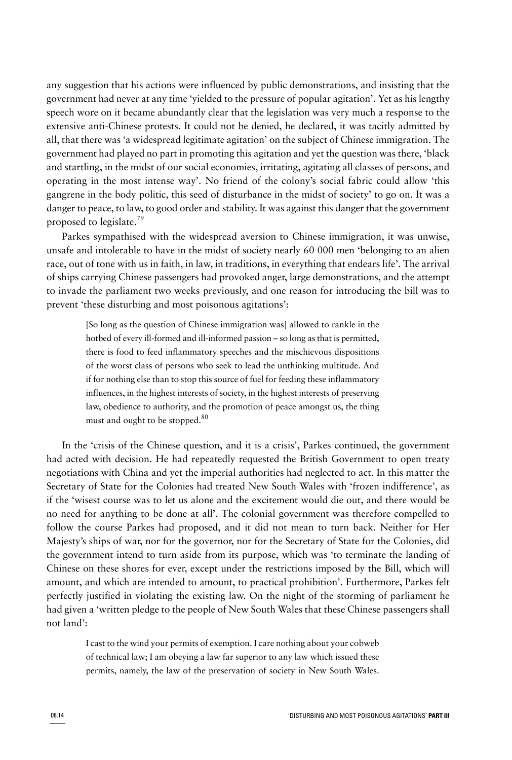any suggestion that his actions were influenced by public demonstrations, and insisting that the government had never at any time 'yielded to the pressure of popular agitation'. Yet as his lengthy speech wore on it became abundantly clear that the legislation was very much a response to the extensive anti-Chinese protests. It could not be denied, he declared, it was tacitly admitted by all, that there was 'a widespread legitimate agitation' on the subject of Chinese immigration. The government had played no part in promoting this agitation and yet the question was there, 'black and startling, in the midst of our social economies, irritating, agitating all classes of persons, and operating in the most intense way'. No friend of the colony's social fabric could allow 'this gangrene in the body politic, this seed of disturbance in the midst of society' to go on. It was a danger to peace, to law, to good order and stability. It was against this danger that the government proposed to legislate.[79]

Parkes sympathised with the widespread aversion to Chinese immigration, it was unwise, unsafe and intolerable to have in the midst of society nearly 60 000 men 'belonging to an alien race, out of tone with us in faith, in law, in traditions, in everything that endears life'. The arrival of ships carrying Chinese passengers had provoked anger, large demonstrations, and the attempt to invade the parliament two weeks previously, and one reason for introducing the bill was to prevent 'these disturbing and most poisonous agitations':

> [So long as the question of Chinese immigration was] allowed to rankle in the hotbed of every ill-formed and ill-informed passion – so long as that is permitted, there is food to feed inflammatory speeches and the mischievous dispositions of the worst class of persons who seek to lead the unthinking multitude. And if for nothing else than to stop this source of fuel for feeding these inflammatory influences, in the highest interests of society, in the highest interests of preserving law, obedience to authority, and the promotion of peace amongst us, the thing must and ought to be stopped.[80]

In the 'crisis of the Chinese question, and it is a crisis', Parkes continued, the government had acted with decision. He had repeatedly requested the British Government to open treaty negotiations with China and yet the imperial authorities had neglected to act. In this matter the Secretary of State for the Colonies had treated New South Wales with 'frozen indifference', as if the 'wisest course was to let us alone and the excitement would die out, and there would be no need for anything to be done at all'. The colonial government was therefore compelled to follow the course Parkes had proposed, and it did not mean to turn back. Neither for Her Majesty's ships of war, nor for the governor, nor for the Secretary of State for the Colonies, did the government intend to turn aside from its purpose, which was 'to terminate the landing of Chinese on these shores for ever, except under the restrictions imposed by the Bill, which will amount, and which are intended to amount, to practical prohibition'. Furthermore, Parkes felt perfectly justified in violating the existing law. On the night of the storming of parliament he had given a 'written pledge to the people of New South Wales that these Chinese passengers shall not land':

> I cast to the wind your permits of exemption. I care nothing about your cobweb of technical law; I am obeying a law far superior to any law which issued these permits, namely, the law of the preservation of society in New South Wales.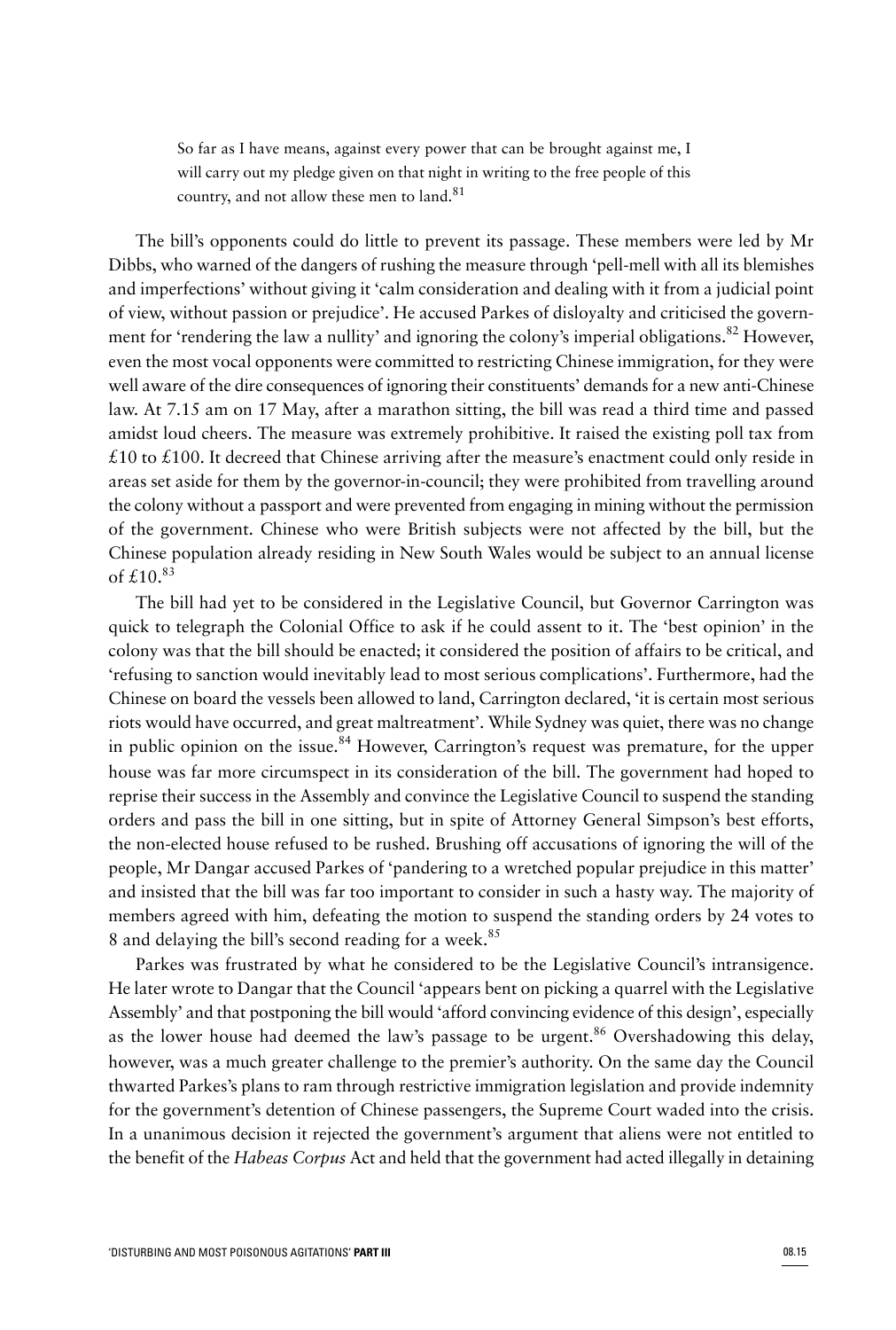> So far as I have means, against every power that can be brought against me, I will carry out my pledge given on that night in writing to the free people of this country, and not allow these men to land.[81]

The bill's opponents could do little to prevent its passage. These members were led by Mr Dibbs, who warned of the dangers of rushing the measure through 'pell-mell with all its blemishes and imperfections' without giving it 'calm consideration and dealing with it from a judicial point of view, without passion or prejudice'. He accused Parkes of disloyalty and criticised the government for 'rendering the law a nullity' and ignoring the colony's imperial obligations.[82] However, even the most vocal opponents were committed to restricting Chinese immigration, for they were well aware of the dire consequences of ignoring their constituents' demands for a new anti-Chinese law. At 7.15 am on 17 May, after a marathon sitting, the bill was read a third time and passed amidst loud cheers. The measure was extremely prohibitive. It raised the existing poll tax from £10 to £100. It decreed that Chinese arriving after the measure's enactment could only reside in areas set aside for them by the governor-in-council; they were prohibited from travelling around the colony without a passport and were prevented from engaging in mining without the permission of the government. Chinese who were British subjects were not affected by the bill, but the Chinese population already residing in New South Wales would be subject to an annual license of £10.[83]

The bill had yet to be considered in the Legislative Council, but Governor Carrington was quick to telegraph the Colonial Office to ask if he could assent to it. The 'best opinion' in the colony was that the bill should be enacted; it considered the position of affairs to be critical, and 'refusing to sanction would inevitably lead to most serious complications'. Furthermore, had the Chinese on board the vessels been allowed to land, Carrington declared, 'it is certain most serious riots would have occurred, and great maltreatment'. While Sydney was quiet, there was no change in public opinion on the issue.[84] However, Carrington's request was premature, for the upper house was far more circumspect in its consideration of the bill. The government had hoped to reprise their success in the Assembly and convince the Legislative Council to suspend the standing orders and pass the bill in one sitting, but in spite of Attorney General Simpson's best efforts, the non-elected house refused to be rushed. Brushing off accusations of ignoring the will of the people, Mr Dangar accused Parkes of 'pandering to a wretched popular prejudice in this matter' and insisted that the bill was far too important to consider in such a hasty way. The majority of members agreed with him, defeating the motion to suspend the standing orders by 24 votes to 8 and delaying the bill's second reading for a week.[85]

Parkes was frustrated by what he considered to be the Legislative Council's intransigence. He later wrote to Dangar that the Council 'appears bent on picking a quarrel with the Legislative Assembly' and that postponing the bill would 'afford convincing evidence of this design', especially as the lower house had deemed the law's passage to be urgent.[86] Overshadowing this delay, however, was a much greater challenge to the premier's authority. On the same day the Council thwarted Parkes's plans to ram through restrictive immigration legislation and provide indemnity for the government's detention of Chinese passengers, the Supreme Court waded into the crisis. In a unanimous decision it rejected the government's argument that aliens were not entitled to the benefit of the *Habeas Corpus* Act and held that the government had acted illegally in detaining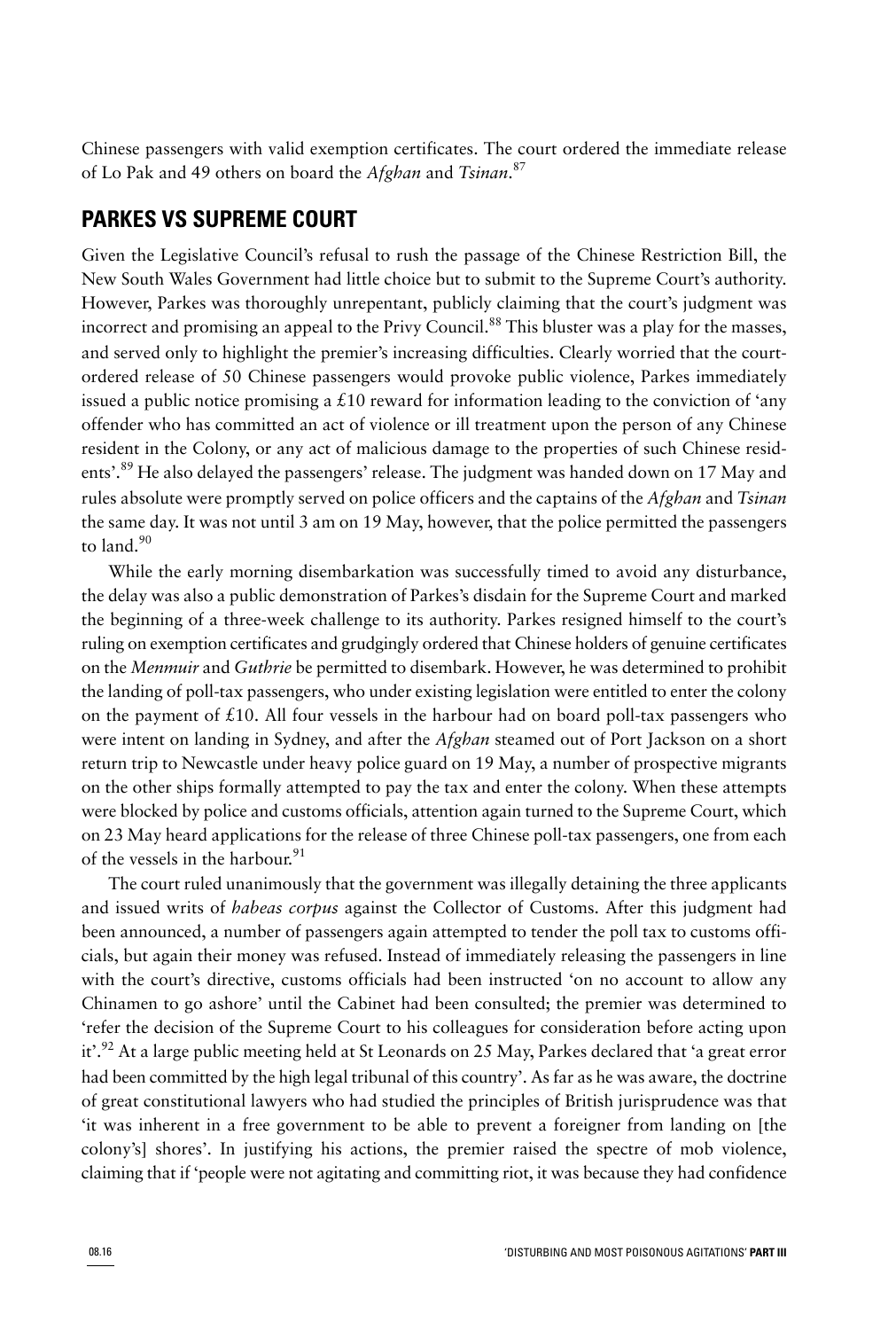Chinese passengers with valid exemption certificates. The court ordered the immediate release of Lo Pak and 49 others on board the *Afghan* and *Tsinan*.[87]

## PARKES VS SUPREME COURT

Given the Legislative Council's refusal to rush the passage of the Chinese Restriction Bill, the New South Wales Government had little choice but to submit to the Supreme Court's authority. However, Parkes was thoroughly unrepentant, publicly claiming that the court's judgment was incorrect and promising an appeal to the Privy Council.[88] This bluster was a play for the masses, and served only to highlight the premier's increasing difficulties. Clearly worried that the court-ordered release of 50 Chinese passengers would provoke public violence, Parkes immediately issued a public notice promising a £10 reward for information leading to the conviction of 'any offender who has committed an act of violence or ill treatment upon the person of any Chinese resident in the Colony, or any act of malicious damage to the properties of such Chinese residents'.[89] He also delayed the passengers' release. The judgment was handed down on 17 May and rules absolute were promptly served on police officers and the captains of the *Afghan* and *Tsinan* the same day. It was not until 3 am on 19 May, however, that the police permitted the passengers to land.[90]

While the early morning disembarkation was successfully timed to avoid any disturbance, the delay was also a public demonstration of Parkes's disdain for the Supreme Court and marked the beginning of a three-week challenge to its authority. Parkes resigned himself to the court's ruling on exemption certificates and grudgingly ordered that Chinese holders of genuine certificates on the *Menmuir* and *Guthrie* be permitted to disembark. However, he was determined to prohibit the landing of poll-tax passengers, who under existing legislation were entitled to enter the colony on the payment of £10. All four vessels in the harbour had on board poll-tax passengers who were intent on landing in Sydney, and after the *Afghan* steamed out of Port Jackson on a short return trip to Newcastle under heavy police guard on 19 May, a number of prospective migrants on the other ships formally attempted to pay the tax and enter the colony. When these attempts were blocked by police and customs officials, attention again turned to the Supreme Court, which on 23 May heard applications for the release of three Chinese poll-tax passengers, one from each of the vessels in the harbour.[91]

The court ruled unanimously that the government was illegally detaining the three applicants and issued writs of *habeas corpus* against the Collector of Customs. After this judgment had been announced, a number of passengers again attempted to tender the poll tax to customs officials, but again their money was refused. Instead of immediately releasing the passengers in line with the court's directive, customs officials had been instructed 'on no account to allow any Chinamen to go ashore' until the Cabinet had been consulted; the premier was determined to 'refer the decision of the Supreme Court to his colleagues for consideration before acting upon it'.[92] At a large public meeting held at St Leonards on 25 May, Parkes declared that 'a great error had been committed by the high legal tribunal of this country'. As far as he was aware, the doctrine of great constitutional lawyers who had studied the principles of British jurisprudence was that 'it was inherent in a free government to be able to prevent a foreigner from landing on [the colony's] shores'. In justifying his actions, the premier raised the spectre of mob violence, claiming that if 'people were not agitating and committing riot, it was because they had confidence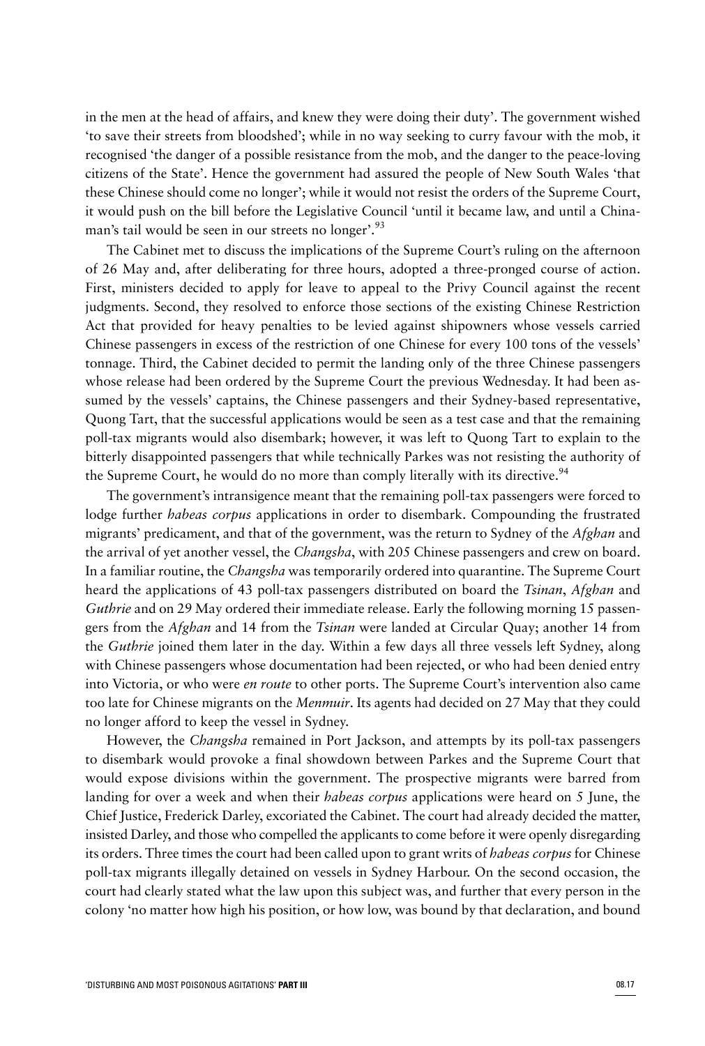in the men at the head of affairs, and knew they were doing their duty'. The government wished 'to save their streets from bloodshed'; while in no way seeking to curry favour with the mob, it recognised 'the danger of a possible resistance from the mob, and the danger to the peace-loving citizens of the State'. Hence the government had assured the people of New South Wales 'that these Chinese should come no longer'; while it would not resist the orders of the Supreme Court, it would push on the bill before the Legislative Council 'until it became law, and until a Chinaman's tail would be seen in our streets no longer'.[93]

The Cabinet met to discuss the implications of the Supreme Court's ruling on the afternoon of 26 May and, after deliberating for three hours, adopted a three-pronged course of action. First, ministers decided to apply for leave to appeal to the Privy Council against the recent judgments. Second, they resolved to enforce those sections of the existing Chinese Restriction Act that provided for heavy penalties to be levied against shipowners whose vessels carried Chinese passengers in excess of the restriction of one Chinese for every 100 tons of the vessels' tonnage. Third, the Cabinet decided to permit the landing only of the three Chinese passengers whose release had been ordered by the Supreme Court the previous Wednesday. It had been assumed by the vessels' captains, the Chinese passengers and their Sydney-based representative, Quong Tart, that the successful applications would be seen as a test case and that the remaining poll-tax migrants would also disembark; however, it was left to Quong Tart to explain to the bitterly disappointed passengers that while technically Parkes was not resisting the authority of the Supreme Court, he would do no more than comply literally with its directive.[94]

The government's intransigence meant that the remaining poll-tax passengers were forced to lodge further *habeas corpus* applications in order to disembark. Compounding the frustrated migrants' predicament, and that of the government, was the return to Sydney of the *Afghan* and the arrival of yet another vessel, the *Changsha*, with 205 Chinese passengers and crew on board. In a familiar routine, the *Changsha* was temporarily ordered into quarantine. The Supreme Court heard the applications of 43 poll-tax passengers distributed on board the *Tsinan*, *Afghan* and *Guthrie* and on 29 May ordered their immediate release. Early the following morning 15 passengers from the *Afghan* and 14 from the *Tsinan* were landed at Circular Quay; another 14 from the *Guthrie* joined them later in the day. Within a few days all three vessels left Sydney, along with Chinese passengers whose documentation had been rejected, or who had been denied entry into Victoria, or who were *en route* to other ports. The Supreme Court's intervention also came too late for Chinese migrants on the *Menmuir*. Its agents had decided on 27 May that they could no longer afford to keep the vessel in Sydney.

However, the *Changsha* remained in Port Jackson, and attempts by its poll-tax passengers to disembark would provoke a final showdown between Parkes and the Supreme Court that would expose divisions within the government. The prospective migrants were barred from landing for over a week and when their *habeas corpus* applications were heard on 5 June, the Chief Justice, Frederick Darley, excoriated the Cabinet. The court had already decided the matter, insisted Darley, and those who compelled the applicants to come before it were openly disregarding its orders. Three times the court had been called upon to grant writs of *habeas corpus* for Chinese poll-tax migrants illegally detained on vessels in Sydney Harbour. On the second occasion, the court had clearly stated what the law upon this subject was, and further that every person in the colony 'no matter how high his position, or how low, was bound by that declaration, and bound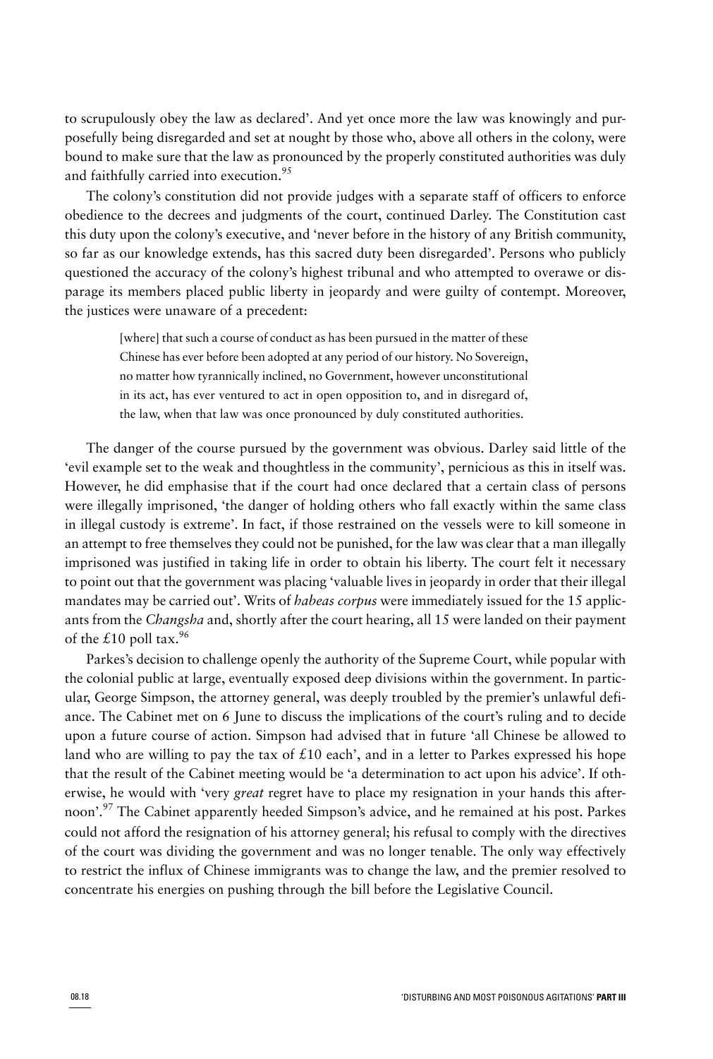to scrupulously obey the law as declared'. And yet once more the law was knowingly and purposefully being disregarded and set at nought by those who, above all others in the colony, were bound to make sure that the law as pronounced by the properly constituted authorities was duly and faithfully carried into execution.[95]

The colony's constitution did not provide judges with a separate staff of officers to enforce obedience to the decrees and judgments of the court, continued Darley. The Constitution cast this duty upon the colony's executive, and 'never before in the history of any British community, so far as our knowledge extends, has this sacred duty been disregarded'. Persons who publicly questioned the accuracy of the colony's highest tribunal and who attempted to overawe or disparage its members placed public liberty in jeopardy and were guilty of contempt. Moreover, the justices were unaware of a precedent:

> [where] that such a course of conduct as has been pursued in the matter of these Chinese has ever before been adopted at any period of our history. No Sovereign, no matter how tyrannically inclined, no Government, however unconstitutional in its act, has ever ventured to act in open opposition to, and in disregard of, the law, when that law was once pronounced by duly constituted authorities.

The danger of the course pursued by the government was obvious. Darley said little of the 'evil example set to the weak and thoughtless in the community', pernicious as this in itself was. However, he did emphasise that if the court had once declared that a certain class of persons were illegally imprisoned, 'the danger of holding others who fall exactly within the same class in illegal custody is extreme'. In fact, if those restrained on the vessels were to kill someone in an attempt to free themselves they could not be punished, for the law was clear that a man illegally imprisoned was justified in taking life in order to obtain his liberty. The court felt it necessary to point out that the government was placing 'valuable lives in jeopardy in order that their illegal mandates may be carried out'. Writs of *habeas corpus* were immediately issued for the 15 applicants from the *Changsha* and, shortly after the court hearing, all 15 were landed on their payment of the £10 poll tax.[96]

Parkes's decision to challenge openly the authority of the Supreme Court, while popular with the colonial public at large, eventually exposed deep divisions within the government. In particular, George Simpson, the attorney general, was deeply troubled by the premier's unlawful defiance. The Cabinet met on 6 June to discuss the implications of the court's ruling and to decide upon a future course of action. Simpson had advised that in future 'all Chinese be allowed to land who are willing to pay the tax of £10 each', and in a letter to Parkes expressed his hope that the result of the Cabinet meeting would be 'a determination to act upon his advice'. If otherwise, he would with 'very *great* regret have to place my resignation in your hands this afternoon'.[97] The Cabinet apparently heeded Simpson's advice, and he remained at his post. Parkes could not afford the resignation of his attorney general; his refusal to comply with the directives of the court was dividing the government and was no longer tenable. The only way effectively to restrict the influx of Chinese immigrants was to change the law, and the premier resolved to concentrate his energies on pushing through the bill before the Legislative Council.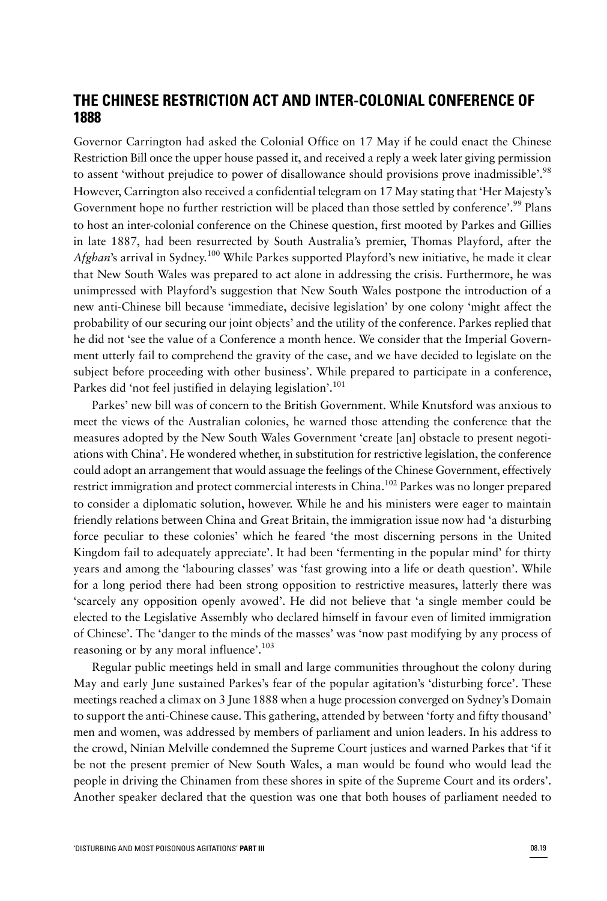## THE CHINESE RESTRICTION ACT AND INTER-COLONIAL CONFERENCE OF 1888

Governor Carrington had asked the Colonial Office on 17 May if he could enact the Chinese Restriction Bill once the upper house passed it, and received a reply a week later giving permission to assent 'without prejudice to power of disallowance should provisions prove inadmissible'.[98] However, Carrington also received a confidential telegram on 17 May stating that 'Her Majesty's Government hope no further restriction will be placed than those settled by conference'.[99] Plans to host an inter-colonial conference on the Chinese question, first mooted by Parkes and Gillies in late 1887, had been resurrected by South Australia's premier, Thomas Playford, after the *Afghan*'s arrival in Sydney.[100] While Parkes supported Playford's new initiative, he made it clear that New South Wales was prepared to act alone in addressing the crisis. Furthermore, he was unimpressed with Playford's suggestion that New South Wales postpone the introduction of a new anti-Chinese bill because 'immediate, decisive legislation' by one colony 'might affect the probability of our securing our joint objects' and the utility of the conference. Parkes replied that he did not 'see the value of a Conference a month hence. We consider that the Imperial Government utterly fail to comprehend the gravity of the case, and we have decided to legislate on the subject before proceeding with other business'. While prepared to participate in a conference, Parkes did 'not feel justified in delaying legislation'.[101]

Parkes' new bill was of concern to the British Government. While Knutsford was anxious to meet the views of the Australian colonies, he warned those attending the conference that the measures adopted by the New South Wales Government 'create [an] obstacle to present negotiations with China'. He wondered whether, in substitution for restrictive legislation, the conference could adopt an arrangement that would assuage the feelings of the Chinese Government, effectively restrict immigration and protect commercial interests in China.[102] Parkes was no longer prepared to consider a diplomatic solution, however. While he and his ministers were eager to maintain friendly relations between China and Great Britain, the immigration issue now had 'a disturbing force peculiar to these colonies' which he feared 'the most discerning persons in the United Kingdom fail to adequately appreciate'. It had been 'fermenting in the popular mind' for thirty years and among the 'labouring classes' was 'fast growing into a life or death question'. While for a long period there had been strong opposition to restrictive measures, latterly there was 'scarcely any opposition openly avowed'. He did not believe that 'a single member could be elected to the Legislative Assembly who declared himself in favour even of limited immigration of Chinese'. The 'danger to the minds of the masses' was 'now past modifying by any process of reasoning or by any moral influence'.[103]

Regular public meetings held in small and large communities throughout the colony during May and early June sustained Parkes's fear of the popular agitation's 'disturbing force'. These meetings reached a climax on 3 June 1888 when a huge procession converged on Sydney's Domain to support the anti-Chinese cause. This gathering, attended by between 'forty and fifty thousand' men and women, was addressed by members of parliament and union leaders. In his address to the crowd, Ninian Melville condemned the Supreme Court justices and warned Parkes that 'if it be not the present premier of New South Wales, a man would be found who would lead the people in driving the Chinamen from these shores in spite of the Supreme Court and its orders'. Another speaker declared that the question was one that both houses of parliament needed to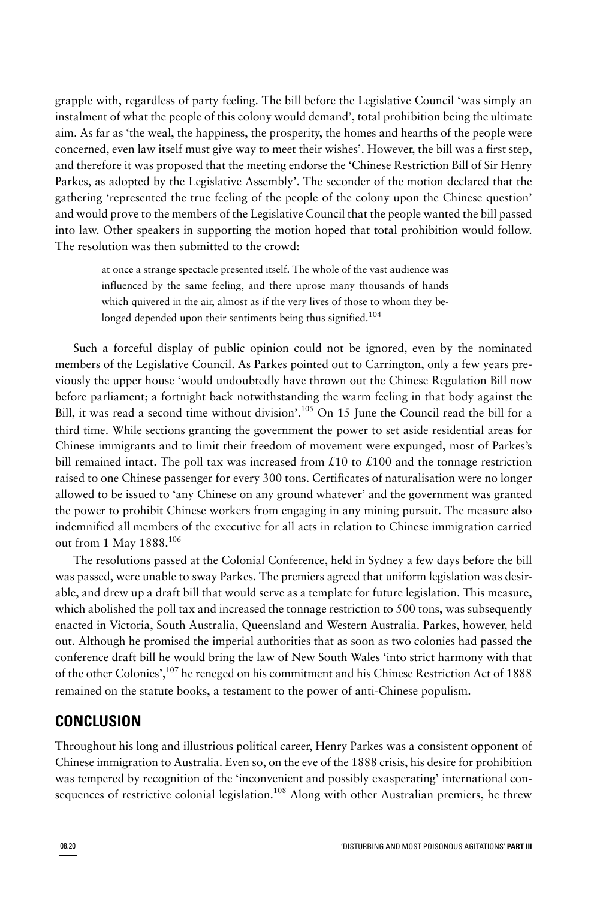grapple with, regardless of party feeling. The bill before the Legislative Council 'was simply an instalment of what the people of this colony would demand', total prohibition being the ultimate aim. As far as 'the weal, the happiness, the prosperity, the homes and hearths of the people were concerned, even law itself must give way to meet their wishes'. However, the bill was a first step, and therefore it was proposed that the meeting endorse the 'Chinese Restriction Bill of Sir Henry Parkes, as adopted by the Legislative Assembly'. The seconder of the motion declared that the gathering 'represented the true feeling of the people of the colony upon the Chinese question' and would prove to the members of the Legislative Council that the people wanted the bill passed into law. Other speakers in supporting the motion hoped that total prohibition would follow. The resolution was then submitted to the crowd:

> at once a strange spectacle presented itself. The whole of the vast audience was influenced by the same feeling, and there uprose many thousands of hands which quivered in the air, almost as if the very lives of those to whom they belonged depended upon their sentiments being thus signified.[104]

Such a forceful display of public opinion could not be ignored, even by the nominated members of the Legislative Council. As Parkes pointed out to Carrington, only a few years previously the upper house 'would undoubtedly have thrown out the Chinese Regulation Bill now before parliament; a fortnight back notwithstanding the warm feeling in that body against the Bill, it was read a second time without division'.[105] On 15 June the Council read the bill for a third time. While sections granting the government the power to set aside residential areas for Chinese immigrants and to limit their freedom of movement were expunged, most of Parkes's bill remained intact. The poll tax was increased from £10 to £100 and the tonnage restriction raised to one Chinese passenger for every 300 tons. Certificates of naturalisation were no longer allowed to be issued to 'any Chinese on any ground whatever' and the government was granted the power to prohibit Chinese workers from engaging in any mining pursuit. The measure also indemnified all members of the executive for all acts in relation to Chinese immigration carried out from 1 May 1888.[106]

The resolutions passed at the Colonial Conference, held in Sydney a few days before the bill was passed, were unable to sway Parkes. The premiers agreed that uniform legislation was desirable, and drew up a draft bill that would serve as a template for future legislation. This measure, which abolished the poll tax and increased the tonnage restriction to 500 tons, was subsequently enacted in Victoria, South Australia, Queensland and Western Australia. Parkes, however, held out. Although he promised the imperial authorities that as soon as two colonies had passed the conference draft bill he would bring the law of New South Wales 'into strict harmony with that of the other Colonies',[107] he reneged on his commitment and his Chinese Restriction Act of 1888 remained on the statute books, a testament to the power of anti-Chinese populism.

## CONCLUSION

Throughout his long and illustrious political career, Henry Parkes was a consistent opponent of Chinese immigration to Australia. Even so, on the eve of the 1888 crisis, his desire for prohibition was tempered by recognition of the 'inconvenient and possibly exasperating' international consequences of restrictive colonial legislation.[108] Along with other Australian premiers, he threw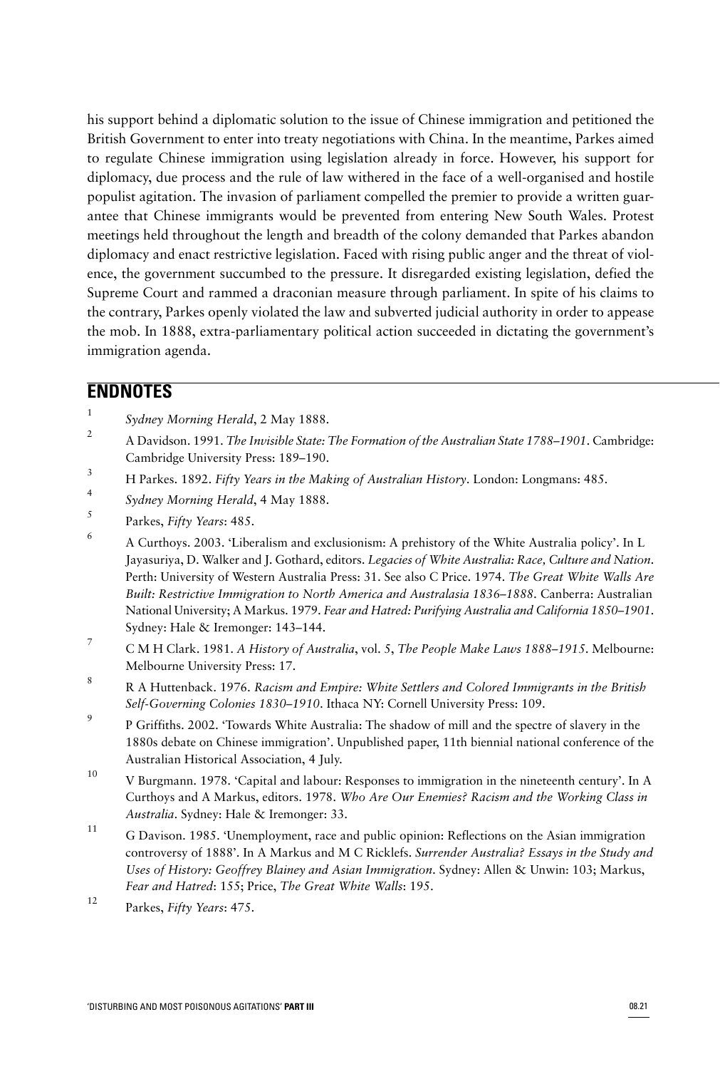his support behind a diplomatic solution to the issue of Chinese immigration and petitioned the British Government to enter into treaty negotiations with China. In the meantime, Parkes aimed to regulate Chinese immigration using legislation already in force. However, his support for diplomacy, due process and the rule of law withered in the face of a well-organised and hostile populist agitation. The invasion of parliament compelled the premier to provide a written guarantee that Chinese immigrants would be prevented from entering New South Wales. Protest meetings held throughout the length and breadth of the colony demanded that Parkes abandon diplomacy and enact restrictive legislation. Faced with rising public anger and the threat of violence, the government succumbed to the pressure. It disregarded existing legislation, defied the Supreme Court and rammed a draconian measure through parliament. In spite of his claims to the contrary, Parkes openly violated the law and subverted judicial authority in order to appease the mob. In 1888, extra-parliamentary political action succeeded in dictating the government's immigration agenda.

## ENDNOTES

1. *Sydney Morning Herald*, 2 May 1888.
2. A Davidson. 1991. *The Invisible State: The Formation of the Australian State 1788–1901*. Cambridge: Cambridge University Press: 189–190.
3. H Parkes. 1892. *Fifty Years in the Making of Australian History*. London: Longmans: 485.
4. *Sydney Morning Herald*, 4 May 1888.
5. Parkes, *Fifty Years*: 485.
6. A Curthoys. 2003. 'Liberalism and exclusionism: A prehistory of the White Australia policy'. In L Jayasuriya, D. Walker and J. Gothard, editors. *Legacies of White Australia: Race, Culture and Nation*. Perth: University of Western Australia Press: 31. See also C Price. 1974. *The Great White Walls Are Built: Restrictive Immigration to North America and Australasia 1836–1888*. Canberra: Australian National University; A Markus. 1979. *Fear and Hatred: Purifying Australia and California 1850–1901*. Sydney: Hale & Iremonger: 143–144.
7. C M H Clark. 1981. *A History of Australia*, vol. 5, *The People Make Laws 1888–1915*. Melbourne: Melbourne University Press: 17.
8. R A Huttenback. 1976. *Racism and Empire: White Settlers and Colored Immigrants in the British Self-Governing Colonies 1830–1910*. Ithaca NY: Cornell University Press: 109.
9. P Griffiths. 2002. 'Towards White Australia: The shadow of mill and the spectre of slavery in the 1880s debate on Chinese immigration'. Unpublished paper, 11th biennial national conference of the Australian Historical Association, 4 July.
10. V Burgmann. 1978. 'Capital and labour: Responses to immigration in the nineteenth century'. In A Curthoys and A Markus, editors. 1978. *Who Are Our Enemies? Racism and the Working Class in Australia*. Sydney: Hale & Iremonger: 33.
11. G Davison. 1985. 'Unemployment, race and public opinion: Reflections on the Asian immigration controversy of 1888'. In A Markus and M C Ricklefs. *Surrender Australia? Essays in the Study and Uses of History: Geoffrey Blainey and Asian Immigration*. Sydney: Allen & Unwin: 103; Markus, *Fear and Hatred*: 155; Price, *The Great White Walls*: 195.
12. Parkes, *Fifty Years*: 475.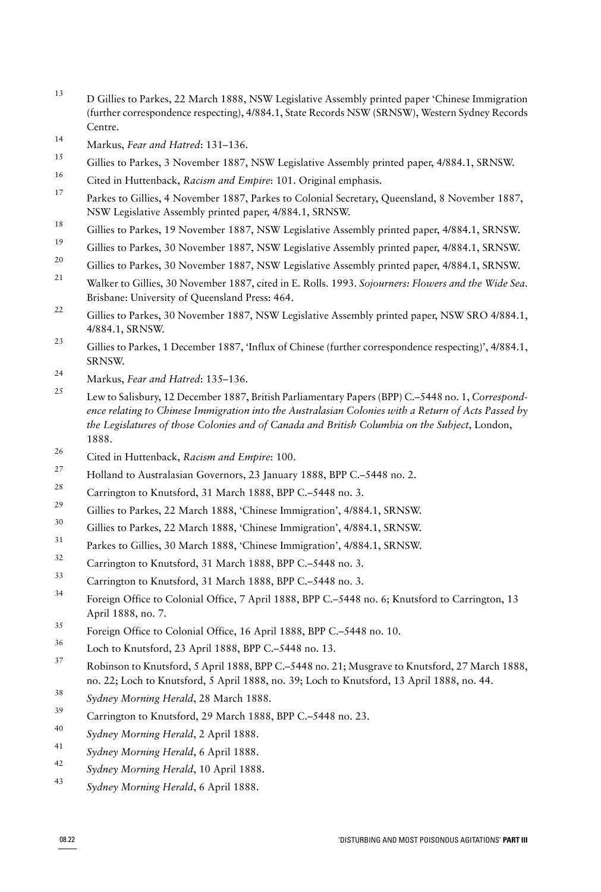13 D Gillies to Parkes, 22 March 1888, NSW Legislative Assembly printed paper 'Chinese Immigration (further correspondence respecting), 4/884.1, State Records NSW (SRNSW), Western Sydney Records Centre.

14 Markus, *Fear and Hatred*: 131–136.

15 Gillies to Parkes, 3 November 1887, NSW Legislative Assembly printed paper, 4/884.1, SRNSW.

16 Cited in Huttenback, *Racism and Empire*: 101. Original emphasis.

17 Parkes to Gillies, 4 November 1887, Parkes to Colonial Secretary, Queensland, 8 November 1887, NSW Legislative Assembly printed paper, 4/884.1, SRNSW.

18 Gillies to Parkes, 19 November 1887, NSW Legislative Assembly printed paper, 4/884.1, SRNSW.

19 Gillies to Parkes, 30 November 1887, NSW Legislative Assembly printed paper, 4/884.1, SRNSW.

20 Gillies to Parkes, 30 November 1887, NSW Legislative Assembly printed paper, 4/884.1, SRNSW.

21 Walker to Gillies, 30 November 1887, cited in E. Rolls. 1993. *Sojourners: Flowers and the Wide Sea*. Brisbane: University of Queensland Press: 464.

22 Gillies to Parkes, 30 November 1887, NSW Legislative Assembly printed paper, NSW SRO 4/884.1, 4/884.1, SRNSW.

23 Gillies to Parkes, 1 December 1887, 'Influx of Chinese (further correspondence respecting)', 4/884.1, SRNSW.

24 Markus, *Fear and Hatred*: 135–136.

25 Lew to Salisbury, 12 December 1887, British Parliamentary Papers (BPP) C.–5448 no. 1, *Correspondence relating to Chinese Immigration into the Australasian Colonies with a Return of Acts Passed by the Legislatures of those Colonies and of Canada and British Columbia on the Subject*, London, 1888.

26 Cited in Huttenback, *Racism and Empire*: 100.

27 Holland to Australasian Governors, 23 January 1888, BPP C.–5448 no. 2.

28 Carrington to Knutsford, 31 March 1888, BPP C.–5448 no. 3.

29 Gillies to Parkes, 22 March 1888, 'Chinese Immigration', 4/884.1, SRNSW.

30 Gillies to Parkes, 22 March 1888, 'Chinese Immigration', 4/884.1, SRNSW.

31 Parkes to Gillies, 30 March 1888, 'Chinese Immigration', 4/884.1, SRNSW.

32 Carrington to Knutsford, 31 March 1888, BPP C.–5448 no. 3.

33 Carrington to Knutsford, 31 March 1888, BPP C.–5448 no. 3.

34 Foreign Office to Colonial Office, 7 April 1888, BPP C.–5448 no. 6; Knutsford to Carrington, 13 April 1888, no. 7.

35 Foreign Office to Colonial Office, 16 April 1888, BPP C.–5448 no. 10.

36 Loch to Knutsford, 23 April 1888, BPP C.–5448 no. 13.

37 Robinson to Knutsford, 5 April 1888, BPP C.–5448 no. 21; Musgrave to Knutsford, 27 March 1888, no. 22; Loch to Knutsford, 5 April 1888, no. 39; Loch to Knutsford, 13 April 1888, no. 44.

38 *Sydney Morning Herald*, 28 March 1888.

39 Carrington to Knutsford, 29 March 1888, BPP C.–5448 no. 23.

40 *Sydney Morning Herald*, 2 April 1888.

41 *Sydney Morning Herald*, 6 April 1888.

42 *Sydney Morning Herald*, 10 April 1888.

43 *Sydney Morning Herald*, 6 April 1888.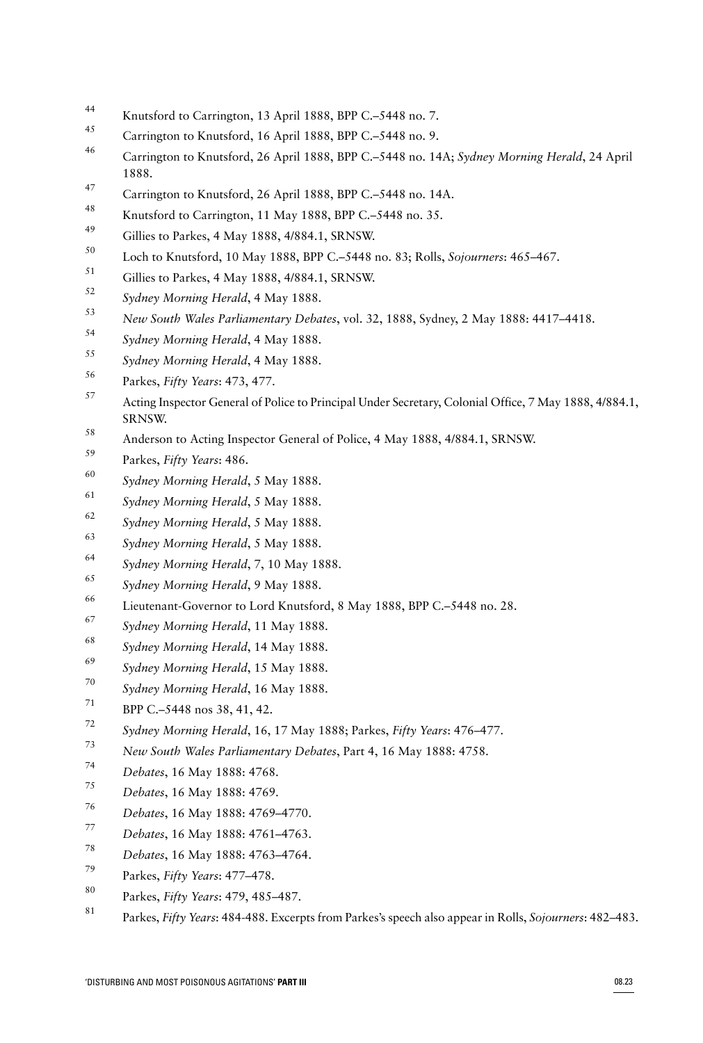[44] Knutsford to Carrington, 13 April 1888, BPP C.–5448 no. 7.

[45] Carrington to Knutsford, 16 April 1888, BPP C.–5448 no. 9.

[46] Carrington to Knutsford, 26 April 1888, BPP C.–5448 no. 14A; *Sydney Morning Herald*, 24 April 1888.

[47] Carrington to Knutsford, 26 April 1888, BPP C.–5448 no. 14A.

[48] Knutsford to Carrington, 11 May 1888, BPP C.–5448 no. 35.

[49] Gillies to Parkes, 4 May 1888, 4/884.1, SRNSW.

[50] Loch to Knutsford, 10 May 1888, BPP C.–5448 no. 83; Rolls, *Sojourners*: 465–467.

[51] Gillies to Parkes, 4 May 1888, 4/884.1, SRNSW.

[52] *Sydney Morning Herald*, 4 May 1888.

[53] *New South Wales Parliamentary Debates*, vol. 32, 1888, Sydney, 2 May 1888: 4417–4418.

[54] *Sydney Morning Herald*, 4 May 1888.

[55] *Sydney Morning Herald*, 4 May 1888.

[56] Parkes, *Fifty Years*: 473, 477.

[57] Acting Inspector General of Police to Principal Under Secretary, Colonial Office, 7 May 1888, 4/884.1, SRNSW.

[58] Anderson to Acting Inspector General of Police, 4 May 1888, 4/884.1, SRNSW.

[59] Parkes, *Fifty Years*: 486.

[60] *Sydney Morning Herald*, 5 May 1888.

[61] *Sydney Morning Herald*, 5 May 1888.

[62] *Sydney Morning Herald*, 5 May 1888.

[63] *Sydney Morning Herald*, 5 May 1888.

[64] *Sydney Morning Herald*, 7, 10 May 1888.

[65] *Sydney Morning Herald*, 9 May 1888.

[66] Lieutenant-Governor to Lord Knutsford, 8 May 1888, BPP C.–5448 no. 28.

[67] *Sydney Morning Herald*, 11 May 1888.

[68] *Sydney Morning Herald*, 14 May 1888.

[69] *Sydney Morning Herald*, 15 May 1888.

[70] *Sydney Morning Herald*, 16 May 1888.

[71] BPP C.–5448 nos 38, 41, 42.

[72] *Sydney Morning Herald*, 16, 17 May 1888; Parkes, *Fifty Years*: 476–477.

[73] *New South Wales Parliamentary Debates*, Part 4, 16 May 1888: 4758.

[74] *Debates*, 16 May 1888: 4768.

[75] *Debates*, 16 May 1888: 4769.

[76] *Debates*, 16 May 1888: 4769–4770.

[77] *Debates*, 16 May 1888: 4761–4763.

[78] *Debates*, 16 May 1888: 4763–4764.

[79] Parkes, *Fifty Years*: 477–478.

[80] Parkes, *Fifty Years*: 479, 485–487.

[81] Parkes, *Fifty Years*: 484-488. Excerpts from Parkes's speech also appear in Rolls, *Sojourners*: 482–483.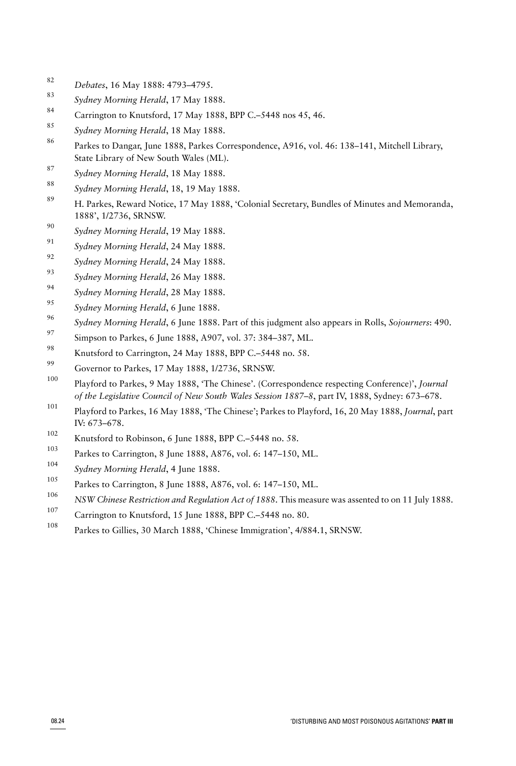82 *Debates*, 16 May 1888: 4793–4795.

83 *Sydney Morning Herald*, 17 May 1888.

84 Carrington to Knutsford, 17 May 1888, BPP C.–5448 nos 45, 46.

85 *Sydney Morning Herald*, 18 May 1888.

86 Parkes to Dangar, June 1888, Parkes Correspondence, A916, vol. 46: 138–141, Mitchell Library, State Library of New South Wales (ML).

87 *Sydney Morning Herald*, 18 May 1888.

88 *Sydney Morning Herald*, 18, 19 May 1888.

89 H. Parkes, Reward Notice, 17 May 1888, 'Colonial Secretary, Bundles of Minutes and Memoranda, 1888', 1/2736, SRNSW.

90 *Sydney Morning Herald*, 19 May 1888.

91 *Sydney Morning Herald*, 24 May 1888.

92 *Sydney Morning Herald*, 24 May 1888.

93 *Sydney Morning Herald*, 26 May 1888.

94 *Sydney Morning Herald*, 28 May 1888.

95 *Sydney Morning Herald*, 6 June 1888.

96 *Sydney Morning Herald*, 6 June 1888. Part of this judgment also appears in Rolls, *Sojourners*: 490.

97 Simpson to Parkes, 6 June 1888, A907, vol. 37: 384–387, ML.

98 Knutsford to Carrington, 24 May 1888, BPP C.–5448 no. 58.

99 Governor to Parkes, 17 May 1888, 1/2736, SRNSW.

100 Playford to Parkes, 9 May 1888, 'The Chinese'. (Correspondence respecting Conference)', *Journal of the Legislative Council of New South Wales Session 1887–8*, part IV, 1888, Sydney: 673–678.

101 Playford to Parkes, 16 May 1888, 'The Chinese'; Parkes to Playford, 16, 20 May 1888, *Journal*, part IV: 673–678.

102 Knutsford to Robinson, 6 June 1888, BPP C.–5448 no. 58.

103 Parkes to Carrington, 8 June 1888, A876, vol. 6: 147–150, ML.

104 *Sydney Morning Herald*, 4 June 1888.

105 Parkes to Carrington, 8 June 1888, A876, vol. 6: 147–150, ML.

106 *NSW Chinese Restriction and Regulation Act of 1888*. This measure was assented to on 11 July 1888.

107 Carrington to Knutsford, 15 June 1888, BPP C.–5448 no. 80.

108 Parkes to Gillies, 30 March 1888, 'Chinese Immigration', 4/884.1, SRNSW.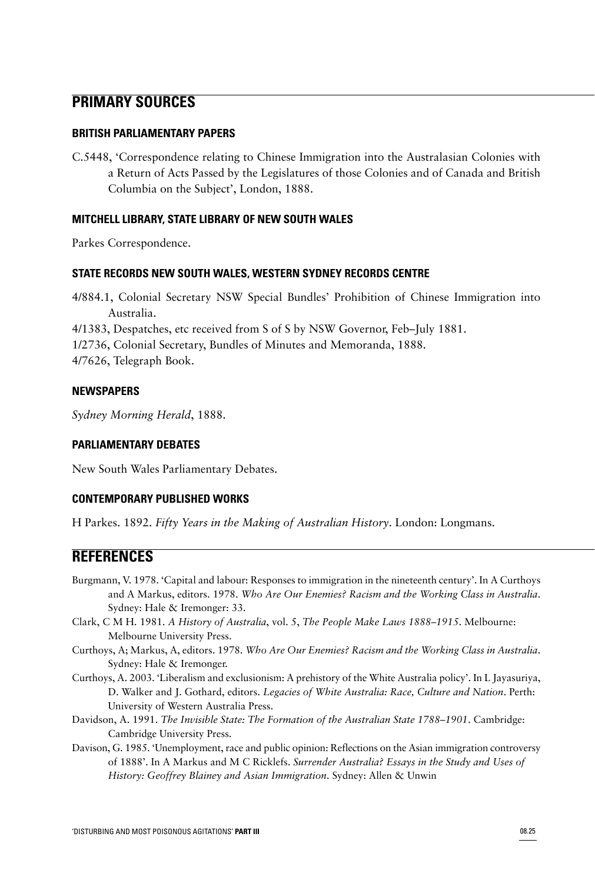## PRIMARY SOURCES

### BRITISH PARLIAMENTARY PAPERS

C.5448, 'Correspondence relating to Chinese Immigration into the Australasian Colonies with a Return of Acts Passed by the Legislatures of those Colonies and of Canada and British Columbia on the Subject', London, 1888.

### MITCHELL LIBRARY, STATE LIBRARY OF NEW SOUTH WALES

Parkes Correspondence.

### STATE RECORDS NEW SOUTH WALES, WESTERN SYDNEY RECORDS CENTRE

4/884.1, Colonial Secretary NSW Special Bundles' Prohibition of Chinese Immigration into Australia.

4/1383, Despatches, etc received from S of S by NSW Governor, Feb–July 1881.

1/2736, Colonial Secretary, Bundles of Minutes and Memoranda, 1888.

4/7626, Telegraph Book.

### NEWSPAPERS

*Sydney Morning Herald*, 1888.

### PARLIAMENTARY DEBATES

New South Wales Parliamentary Debates.

### CONTEMPORARY PUBLISHED WORKS

H Parkes. 1892. *Fifty Years in the Making of Australian History*. London: Longmans.

## REFERENCES

Burgmann, V. 1978. 'Capital and labour: Responses to immigration in the nineteenth century'. In A Curthoys and A Markus, editors. 1978. *Who Are Our Enemies? Racism and the Working Class in Australia*. Sydney: Hale & Iremonger: 33.

Clark, C M H. 1981. *A History of Australia*, vol. 5, *The People Make Laws 1888–1915*. Melbourne: Melbourne University Press.

Curthoys, A; Markus, A, editors. 1978. *Who Are Our Enemies? Racism and the Working Class in Australia*. Sydney: Hale & Iremonger.

Curthoys, A. 2003. 'Liberalism and exclusionism: A prehistory of the White Australia policy'. In L Jayasuriya, D. Walker and J. Gothard, editors. *Legacies of White Australia: Race, Culture and Nation*. Perth: University of Western Australia Press.

Davidson, A. 1991. *The Invisible State: The Formation of the Australian State 1788–1901*. Cambridge: Cambridge University Press.

Davison, G. 1985. 'Unemployment, race and public opinion: Reflections on the Asian immigration controversy of 1888'. In A Markus and M C Ricklefs. *Surrender Australia? Essays in the Study and Uses of History: Geoffrey Blainey and Asian Immigration*. Sydney: Allen & Unwin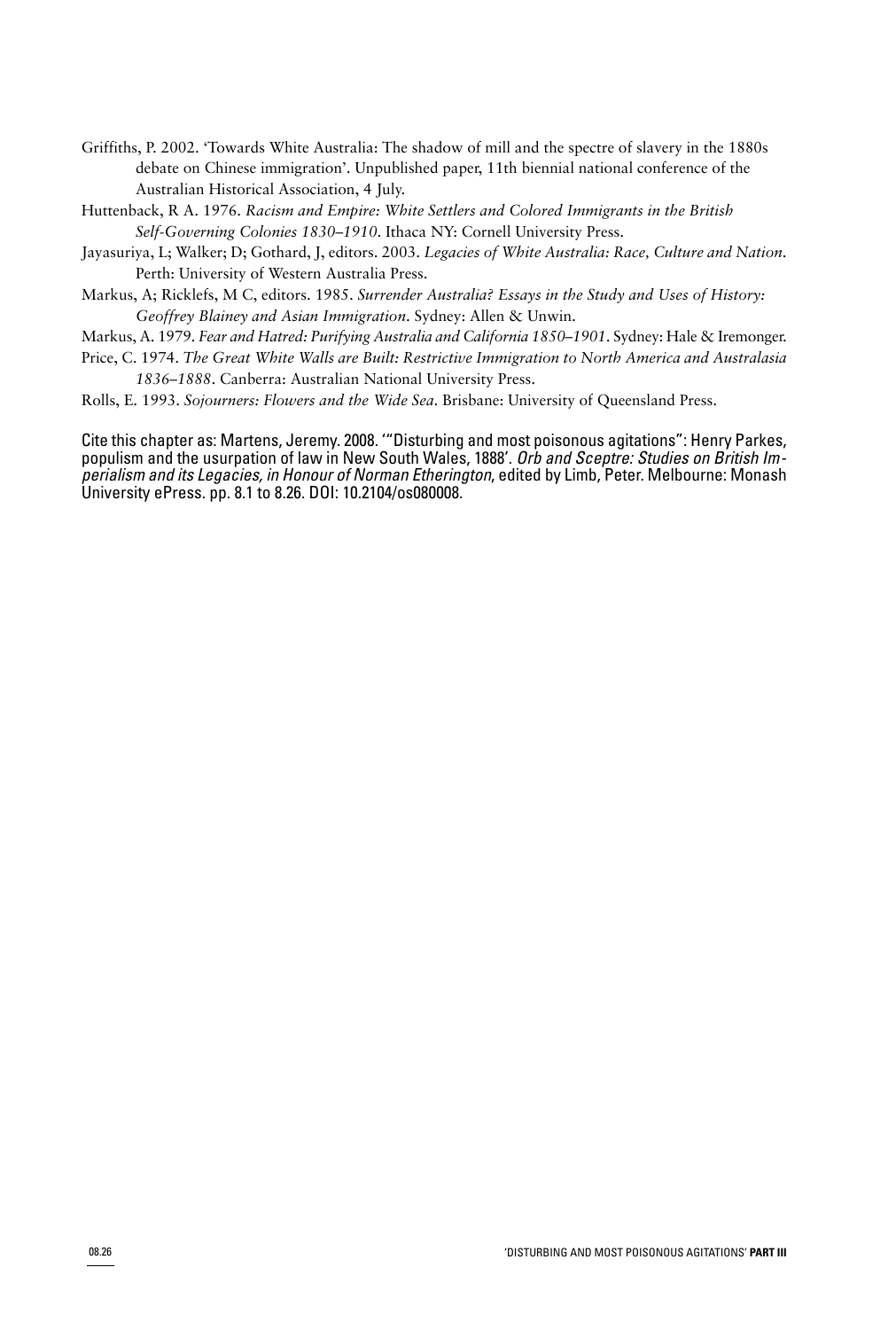Griffiths, P. 2002. 'Towards White Australia: The shadow of mill and the spectre of slavery in the 1880s debate on Chinese immigration'. Unpublished paper, 11th biennial national conference of the Australian Historical Association, 4 July.

Huttenback, R A. 1976. *Racism and Empire: White Settlers and Colored Immigrants in the British Self-Governing Colonies 1830–1910*. Ithaca NY: Cornell University Press.

Jayasuriya, L; Walker; D; Gothard, J, editors. 2003. *Legacies of White Australia: Race, Culture and Nation*. Perth: University of Western Australia Press.

Markus, A; Ricklefs, M C, editors. 1985. *Surrender Australia? Essays in the Study and Uses of History: Geoffrey Blainey and Asian Immigration*. Sydney: Allen & Unwin.

Markus, A. 1979. *Fear and Hatred: Purifying Australia and California 1850–1901*. Sydney: Hale & Iremonger.

Price, C. 1974. *The Great White Walls are Built: Restrictive Immigration to North America and Australasia 1836–1888*. Canberra: Australian National University Press.

Rolls, E. 1993. *Sojourners: Flowers and the Wide Sea*. Brisbane: University of Queensland Press.

Cite this chapter as: Martens, Jeremy. 2008. '"Disturbing and most poisonous agitations": Henry Parkes, populism and the usurpation of law in New South Wales, 1888'. *Orb and Sceptre: Studies on British Imperialism and its Legacies, in Honour of Norman Etherington*, edited by Limb, Peter. Melbourne: Monash University ePress. pp. 8.1 to 8.26. DOI: 10.2104/os080008.